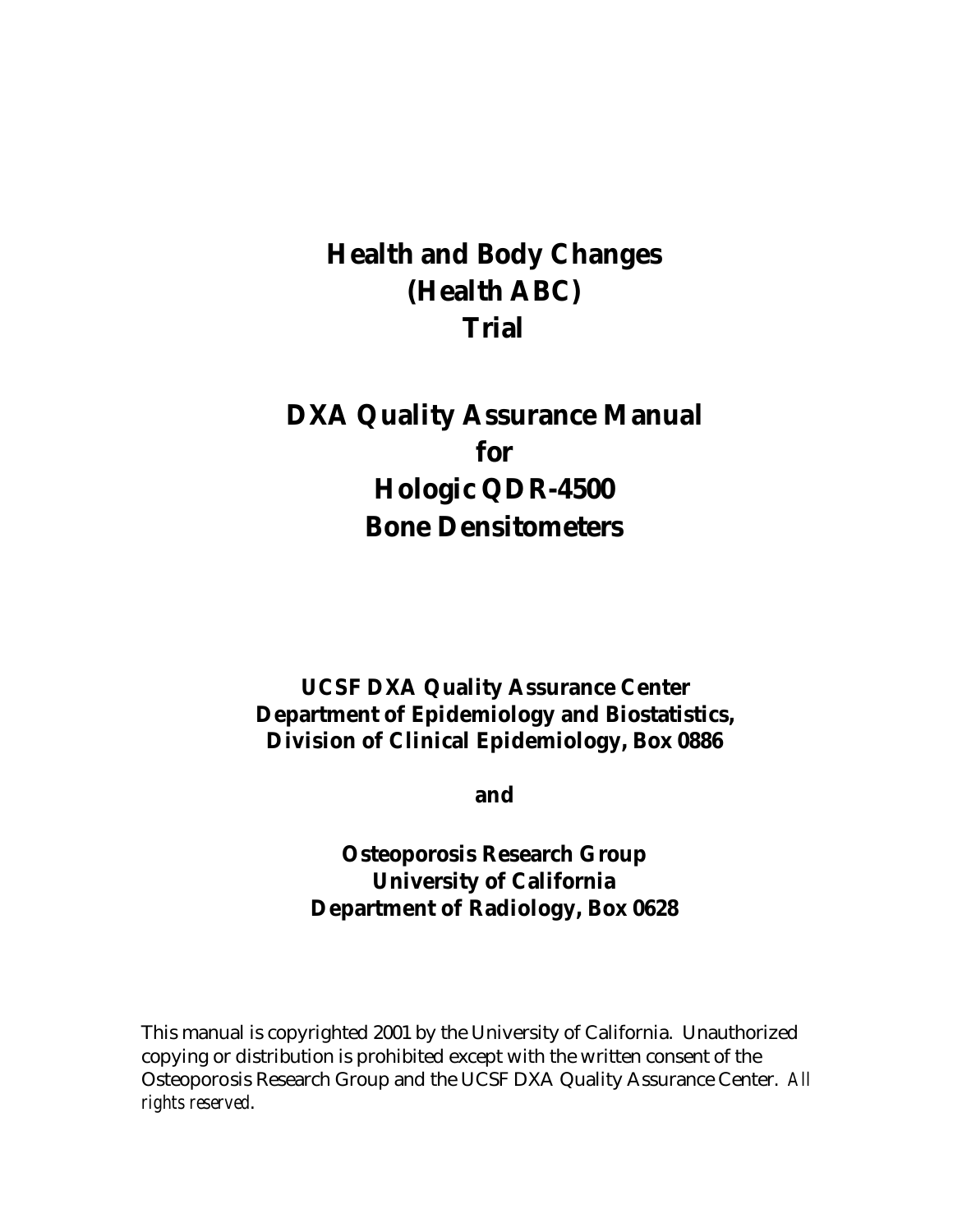# Health and Body Changes (Health ABC) Trial

# DXA Quality Assurance Manual for Hologic QDR-4500 Bone Densitometers

**UCSF DXA Quality Assurance Center**
**Department of Epidemiology and Biostatistics,**
**Division of Clinical Epidemiology, Box 0886**

**and**

**Osteoporosis Research Group**
**University of California**
**Department of Radiology, Box 0628**

This manual is copyrighted 2001 by the University of California. Unauthorized copying or distribution is prohibited except with the written consent of the Osteoporosis Research Group and the UCSF DXA Quality Assurance Center. *All rights reserved*.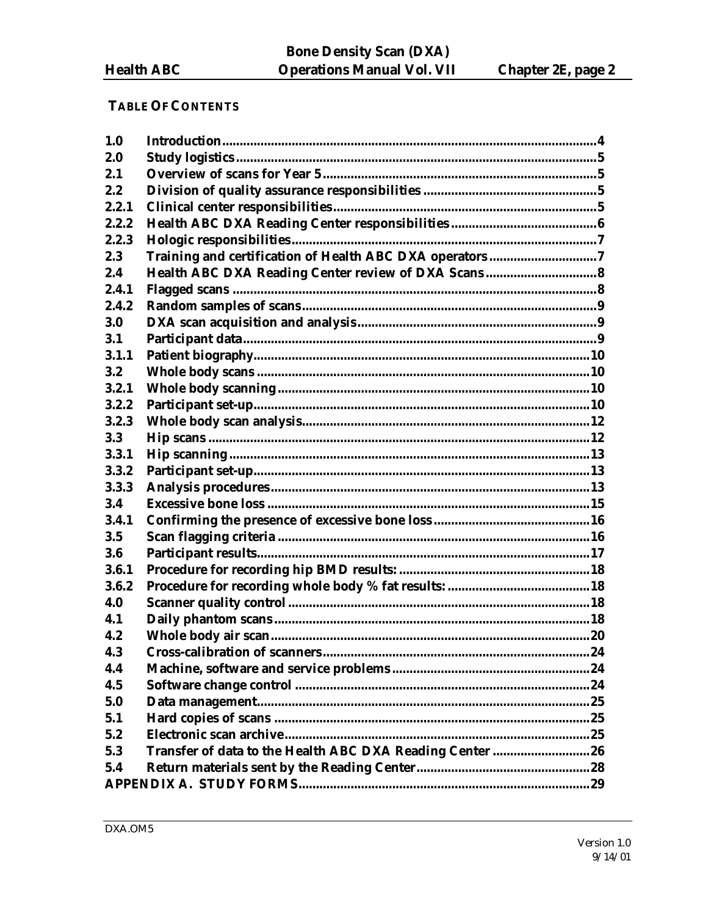## TABLE OF CONTENTS

| | | |
|---|---|---|
| 1.0 | Introduction | 4 |
| 2.0 | Study logistics | 5 |
| 2.1 | Overview of scans for Year 5 | 5 |
| 2.2 | Division of quality assurance responsibilities | 5 |
| 2.2.1 | Clinical center responsibilities | 5 |
| 2.2.2 | Health ABC DXA Reading Center responsibilities | 6 |
| 2.2.3 | Hologic responsibilities | 7 |
| 2.3 | Training and certification of Health ABC DXA operators | 7 |
| 2.4 | Health ABC DXA Reading Center review of DXA Scans | 8 |
| 2.4.1 | Flagged scans | 8 |
| 2.4.2 | Random samples of scans | 9 |
| 3.0 | DXA scan acquisition and analysis | 9 |
| 3.1 | Participant data | 9 |
| 3.1.1 | Patient biography | 10 |
| 3.2 | Whole body scans | 10 |
| 3.2.1 | Whole body scanning | 10 |
| 3.2.2 | Participant set-up | 10 |
| 3.2.3 | Whole body scan analysis | 12 |
| 3.3 | Hip scans | 12 |
| 3.3.1 | Hip scanning | 13 |
| 3.3.2 | Participant set-up | 13 |
| 3.3.3 | Analysis procedures | 13 |
| 3.4 | Excessive bone loss | 15 |
| 3.4.1 | Confirming the presence of excessive bone loss | 16 |
| 3.5 | Scan flagging criteria | 16 |
| 3.6 | Participant results | 17 |
| 3.6.1 | Procedure for recording hip BMD results: | 18 |
| 3.6.2 | Procedure for recording whole body % fat results: | 18 |
| 4.0 | Scanner quality control | 18 |
| 4.1 | Daily phantom scans | 18 |
| 4.2 | Whole body air scan | 20 |
| 4.3 | Cross-calibration of scanners | 24 |
| 4.4 | Machine, software and service problems | 24 |
| 4.5 | Software change control | 24 |
| 5.0 | Data management | 25 |
| 5.1 | Hard copies of scans | 25 |
| 5.2 | Electronic scan archive | 25 |
| 5.3 | Transfer of data to the Health ABC DXA Reading Center | 26 |
| 5.4 | Return materials sent by the Reading Center | 28 |
| APPENDIX A. STUDY FORMS | | 29 |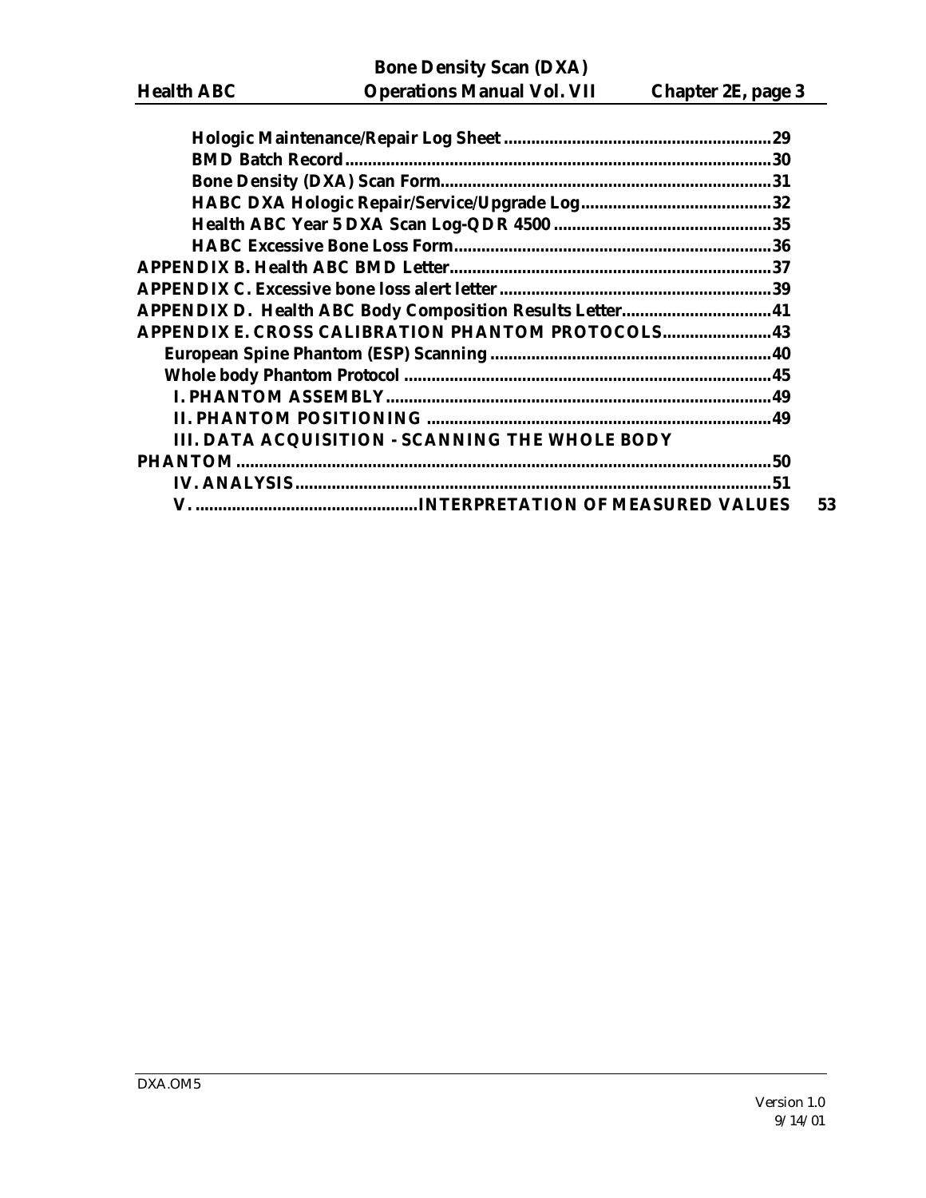**Hologic Maintenance/Repair Log Sheet ..........................................................29**
**BMD Batch Record ............................................................................................30**
**Bone Density (DXA) Scan Form.......................................................................31**
**HABC DXA Hologic Repair/Service/Upgrade Log.........................................32**
**Health ABC Year 5 DXA Scan Log-QDR 4500 ...............................................35**
**HABC Excessive Bone Loss Form....................................................................36**

**APPENDIX B. Health ABC BMD Letter.....................................................................37**

**APPENDIX C. Excessive bone loss alert letter ..........................................................39**

**APPENDIX D. Health ABC Body Composition Results Letter................................41**

**APPENDIX E. CROSS CALIBRATION PHANTOM PROTOCOLS.......................43**

**European Spine Phantom (ESP) Scanning ............................................................40**

**Whole body Phantom Protocol ...............................................................................45**

**I. PHANTOM ASSEMBLY...................................................................................49**

**II. PHANTOM POSITIONING ..........................................................................49**

**III. DATA ACQUISITION - SCANNING THE WHOLE BODY PHANTOM ...................................................................................................................50**

**IV. ANALYSIS......................................................................................................51**

**V. ...............................................INTERPRETATION OF MEASURED VALUES 53**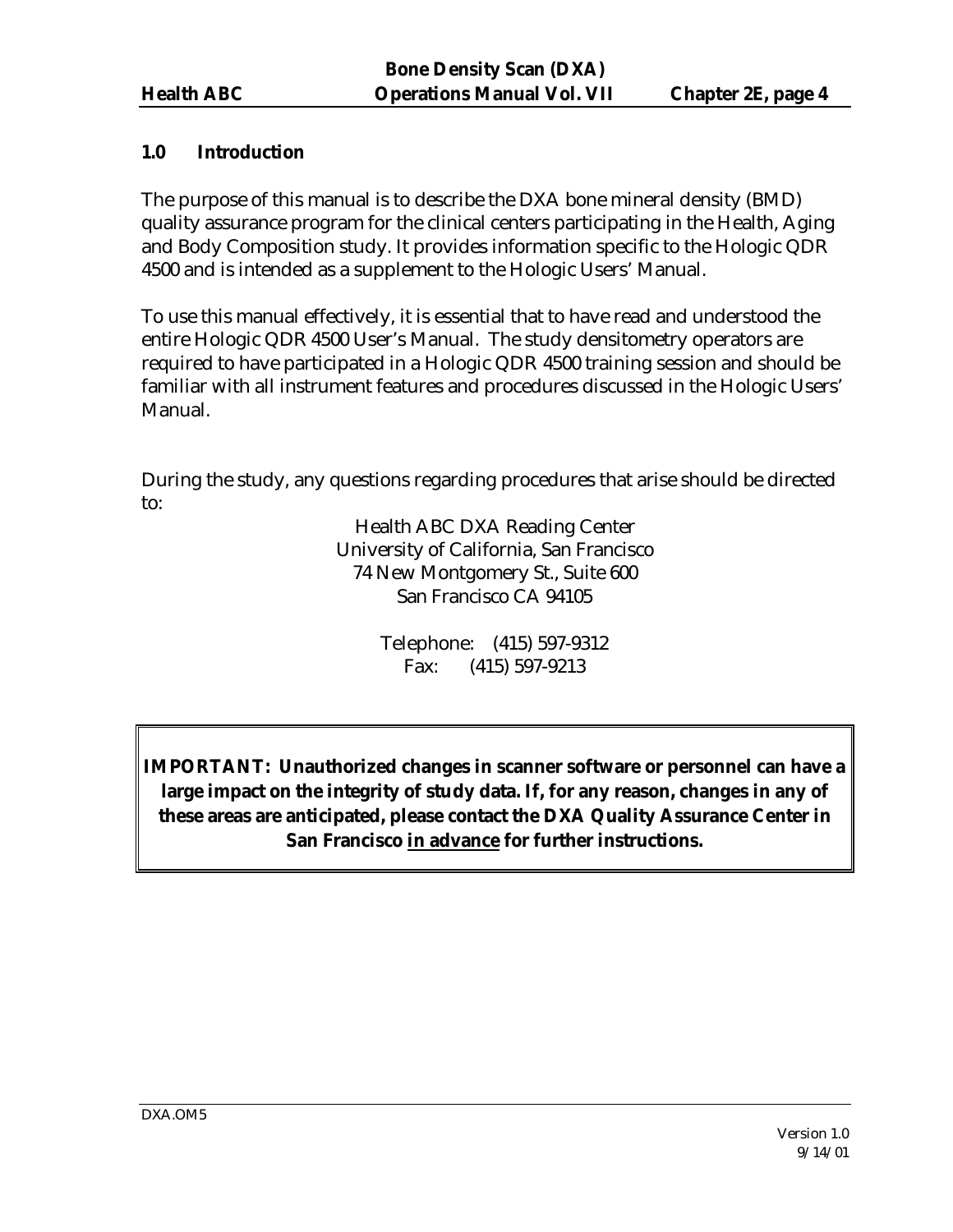## 1.0 Introduction

The purpose of this manual is to describe the DXA bone mineral density (BMD) quality assurance program for the clinical centers participating in the Health, Aging and Body Composition study. It provides information specific to the Hologic QDR 4500 and is intended as a supplement to the Hologic Users' Manual.

To use this manual effectively, it is essential that to have read and understood the entire Hologic QDR 4500 User's Manual. The study densitometry operators are required to have participated in a Hologic QDR 4500 training session and should be familiar with all instrument features and procedures discussed in the Hologic Users' Manual.

During the study, any questions regarding procedures that arise should be directed to:

Health ABC DXA Reading Center
University of California, San Francisco
74 New Montgomery St., Suite 600
San Francisco CA 94105

Telephone: (415) 597-9312
Fax: (415) 597-9213

**IMPORTANT: Unauthorized changes in scanner software or personnel can have a large impact on the integrity of study data. If, for any reason, changes in any of these areas are anticipated, please contact the DXA Quality Assurance Center in San Francisco <u>in advance</u> for further instructions.**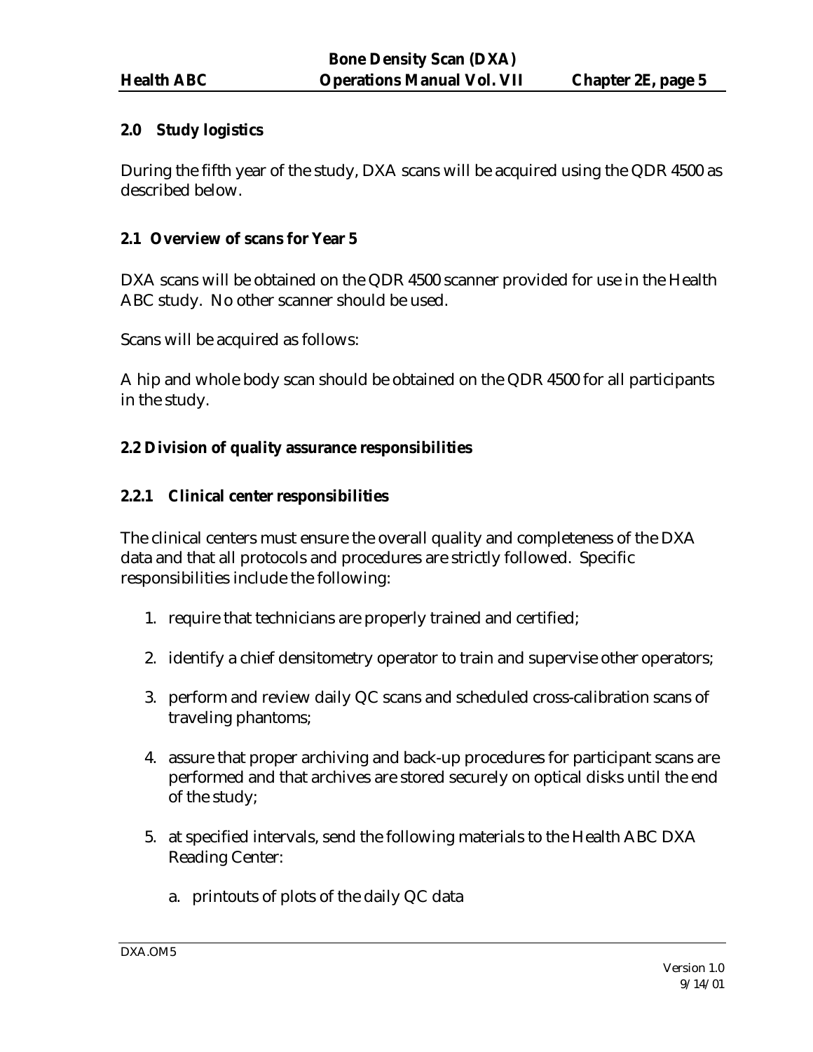## 2.0 Study logistics

During the fifth year of the study, DXA scans will be acquired using the QDR 4500 as described below.

### 2.1 Overview of scans for Year 5

DXA scans will be obtained on the QDR 4500 scanner provided for use in the Health ABC study. No other scanner should be used.

Scans will be acquired as follows:

A hip and whole body scan should be obtained on the QDR 4500 for all participants in the study.

### 2.2 Division of quality assurance responsibilities

#### 2.2.1 Clinical center responsibilities

The clinical centers must ensure the overall quality and completeness of the DXA data and that all protocols and procedures are strictly followed. Specific responsibilities include the following:

1. require that technicians are properly trained and certified;
2. identify a chief densitometry operator to train and supervise other operators;
3. perform and review daily QC scans and scheduled cross-calibration scans of traveling phantoms;
4. assure that proper archiving and back-up procedures for participant scans are performed and that archives are stored securely on optical disks until the end of the study;
5. at specified intervals, send the following materials to the Health ABC DXA Reading Center:
    a. printouts of plots of the daily QC data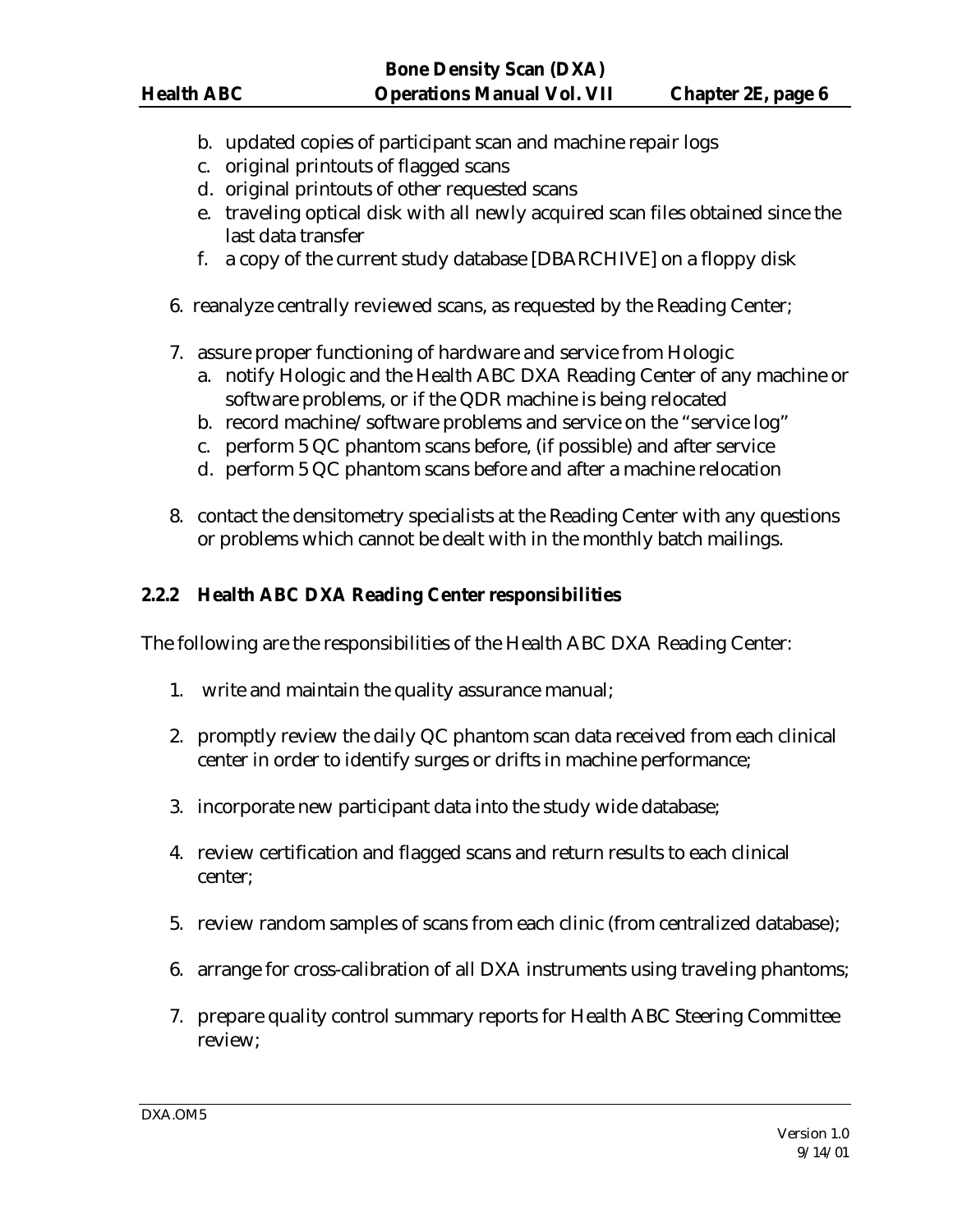b. updated copies of participant scan and machine repair logs
   c. original printouts of flagged scans
   d. original printouts of other requested scans
   e. traveling optical disk with all newly acquired scan files obtained since the last data transfer
   f. a copy of the current study database [DBARCHIVE] on a floppy disk

6. reanalyze centrally reviewed scans, as requested by the Reading Center;

7. assure proper functioning of hardware and service from Hologic
   a. notify Hologic and the Health ABC DXA Reading Center of any machine or software problems, or if the QDR machine is being relocated
   b. record machine/software problems and service on the "service log"
   c. perform 5 QC phantom scans before, (if possible) and after service
   d. perform 5 QC phantom scans before and after a machine relocation

8. contact the densitometry specialists at the Reading Center with any questions or problems which cannot be dealt with in the monthly batch mailings.

### 2.2.2 Health ABC DXA Reading Center responsibilities

The following are the responsibilities of the Health ABC DXA Reading Center:

1. write and maintain the quality assurance manual;

2. promptly review the daily QC phantom scan data received from each clinical center in order to identify surges or drifts in machine performance;

3. incorporate new participant data into the study wide database;

4. review certification and flagged scans and return results to each clinical center;

5. review random samples of scans from each clinic (from centralized database);

6. arrange for cross-calibration of all DXA instruments using traveling phantoms;

7. prepare quality control summary reports for Health ABC Steering Committee review;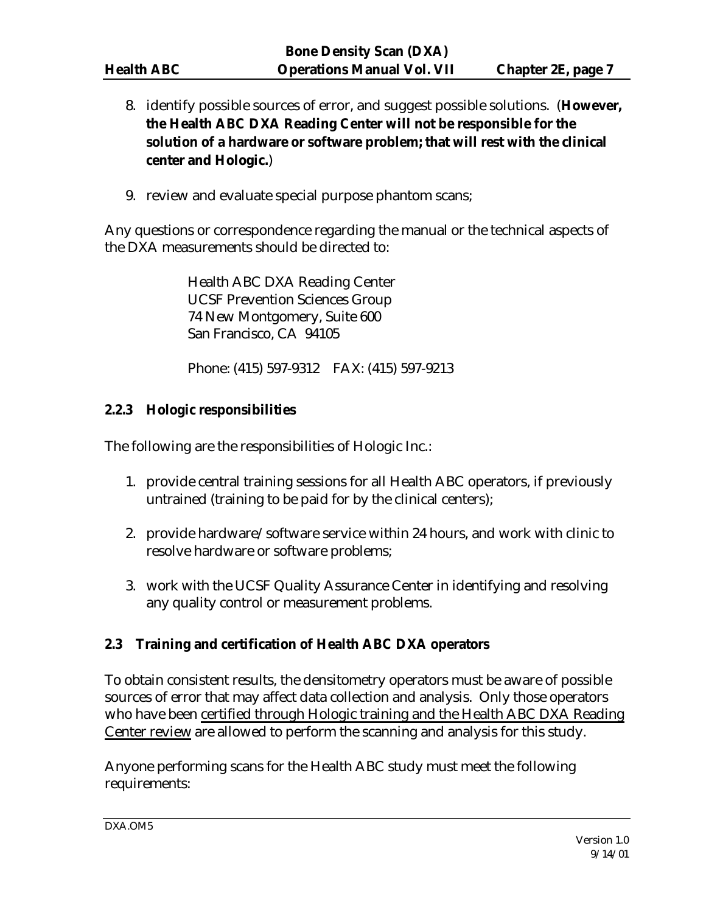8. identify possible sources of error, and suggest possible solutions. (**However, the Health ABC DXA Reading Center will not be responsible for the solution of a hardware or software problem; that will rest with the clinical center and Hologic.**)

9. review and evaluate special purpose phantom scans;

Any questions or correspondence regarding the manual or the technical aspects of the DXA measurements should be directed to:

> Health ABC DXA Reading Center
> UCSF Prevention Sciences Group
> 74 New Montgomery, Suite 600
> San Francisco, CA 94105
>
> Phone: (415) 597-9312 FAX: (415) 597-9213

### 2.2.3 Hologic responsibilities

The following are the responsibilities of Hologic Inc.:

1. provide central training sessions for all Health ABC operators, if previously untrained (training to be paid for by the clinical centers);

2. provide hardware/software service within 24 hours, and work with clinic to resolve hardware or software problems;

3. work with the UCSF Quality Assurance Center in identifying and resolving any quality control or measurement problems.

## 2.3 Training and certification of Health ABC DXA operators

To obtain consistent results, the densitometry operators must be aware of possible sources of error that may affect data collection and analysis. Only those operators who have been certified through Hologic training and the Health ABC DXA Reading Center review are allowed to perform the scanning and analysis for this study.

Anyone performing scans for the Health ABC study must meet the following requirements: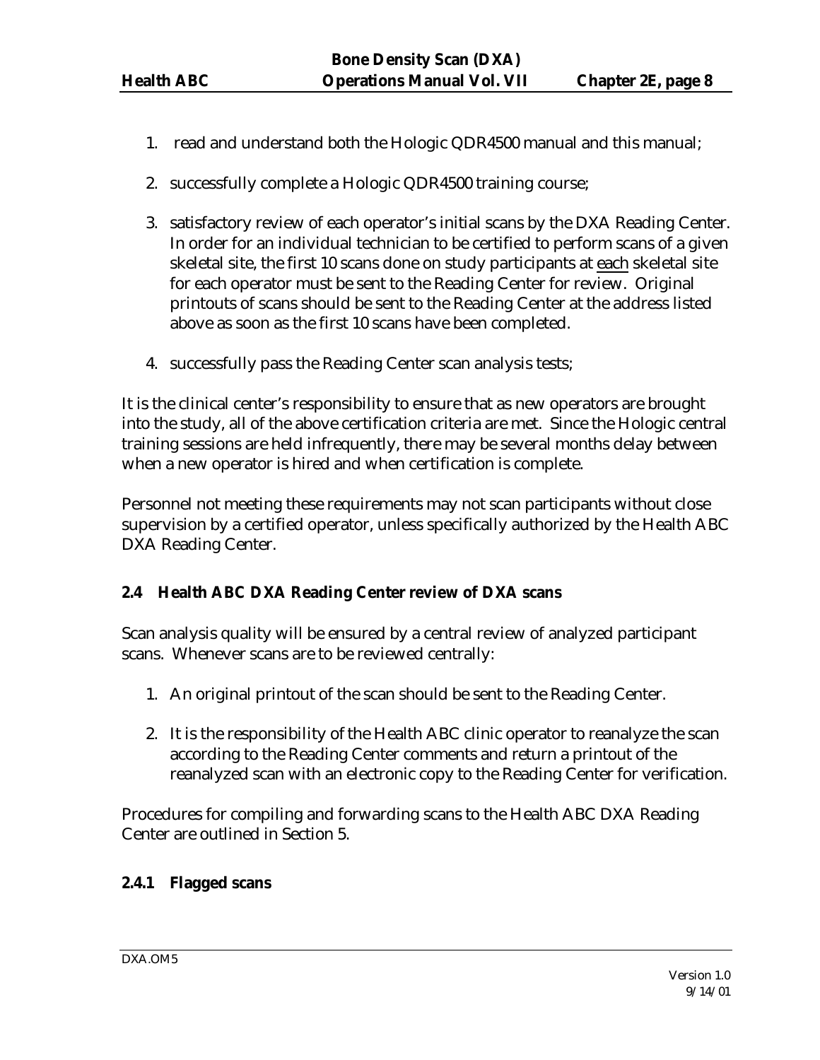1. read and understand both the Hologic QDR4500 manual and this manual;

2. successfully complete a Hologic QDR4500 training course;

3. satisfactory review of each operator's initial scans by the DXA Reading Center. In order for an individual technician to be certified to perform scans of a given skeletal site, the first 10 scans done on study participants at each skeletal site for each operator must be sent to the Reading Center for review. Original printouts of scans should be sent to the Reading Center at the address listed above as soon as the first 10 scans have been completed.

4. successfully pass the Reading Center scan analysis tests;

It is the clinical center's responsibility to ensure that as new operators are brought into the study, all of the above certification criteria are met. Since the Hologic central training sessions are held infrequently, there may be several months delay between when a new operator is hired and when certification is complete.

Personnel not meeting these requirements may not scan participants without close supervision by a certified operator, unless specifically authorized by the Health ABC DXA Reading Center.

### 2.4 Health ABC DXA Reading Center review of DXA scans

Scan analysis quality will be ensured by a central review of analyzed participant scans. Whenever scans are to be reviewed centrally:

1. An original printout of the scan should be sent to the Reading Center.

2. It is the responsibility of the Health ABC clinic operator to reanalyze the scan according to the Reading Center comments and return a printout of the reanalyzed scan with an electronic copy to the Reading Center for verification.

Procedures for compiling and forwarding scans to the Health ABC DXA Reading Center are outlined in Section 5.

#### 2.4.1 Flagged scans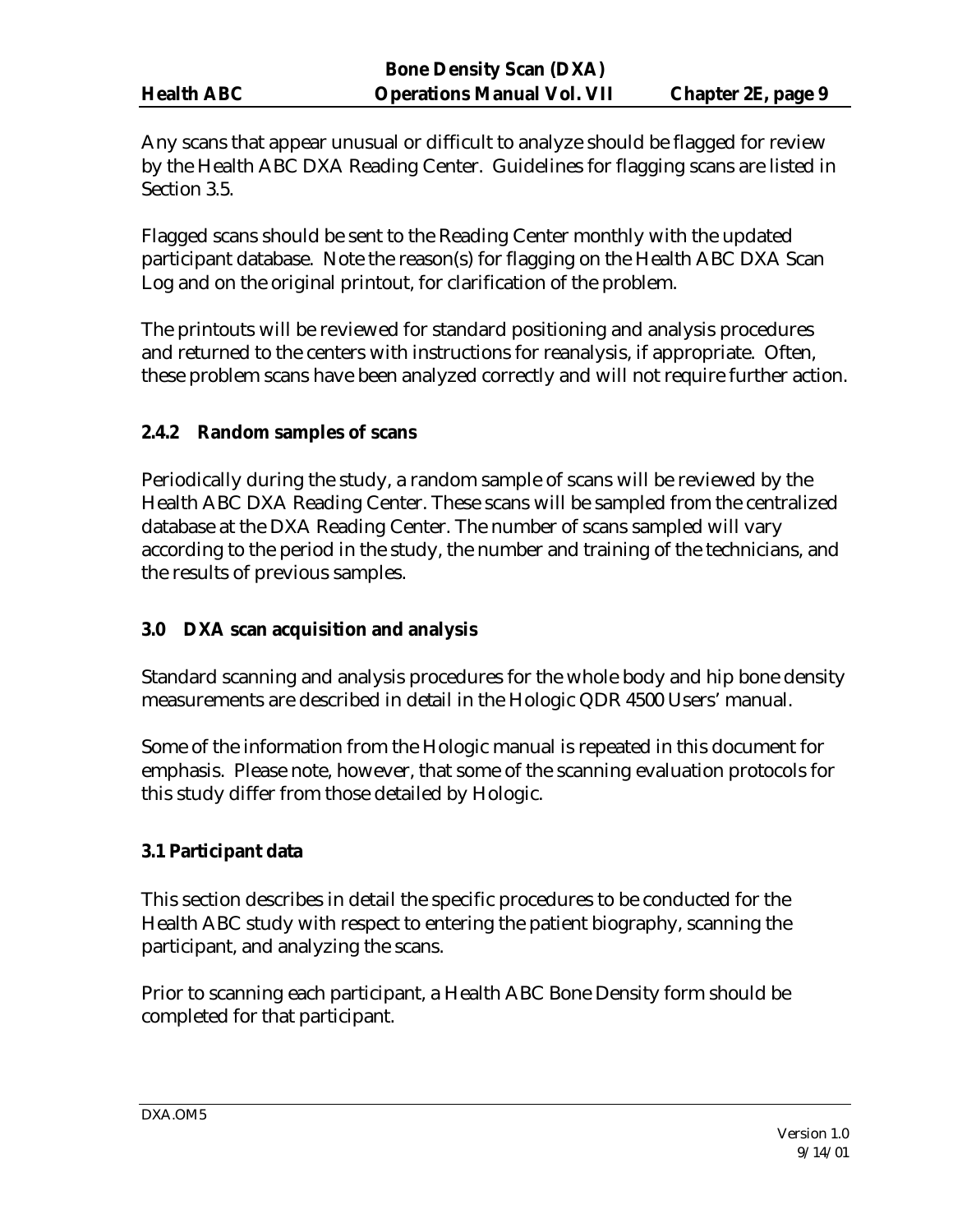Any scans that appear unusual or difficult to analyze should be flagged for review by the Health ABC DXA Reading Center. Guidelines for flagging scans are listed in Section 3.5.

Flagged scans should be sent to the Reading Center monthly with the updated participant database. Note the reason(s) for flagging on the Health ABC DXA Scan Log and on the original printout, for clarification of the problem.

The printouts will be reviewed for standard positioning and analysis procedures and returned to the centers with instructions for reanalysis, if appropriate. Often, these problem scans have been analyzed correctly and will not require further action.

### 2.4.2 Random samples of scans

Periodically during the study, a random sample of scans will be reviewed by the Health ABC DXA Reading Center. These scans will be sampled from the centralized database at the DXA Reading Center. The number of scans sampled will vary according to the period in the study, the number and training of the technicians, and the results of previous samples.

## 3.0 DXA scan acquisition and analysis

Standard scanning and analysis procedures for the whole body and hip bone density measurements are described in detail in the Hologic QDR 4500 Users' manual.

Some of the information from the Hologic manual is repeated in this document for emphasis. Please note, however, that some of the scanning evaluation protocols for this study differ from those detailed by Hologic.

### 3.1 Participant data

This section describes in detail the specific procedures to be conducted for the Health ABC study with respect to entering the patient biography, scanning the participant, and analyzing the scans.

Prior to scanning each participant, a Health ABC Bone Density form should be completed for that participant.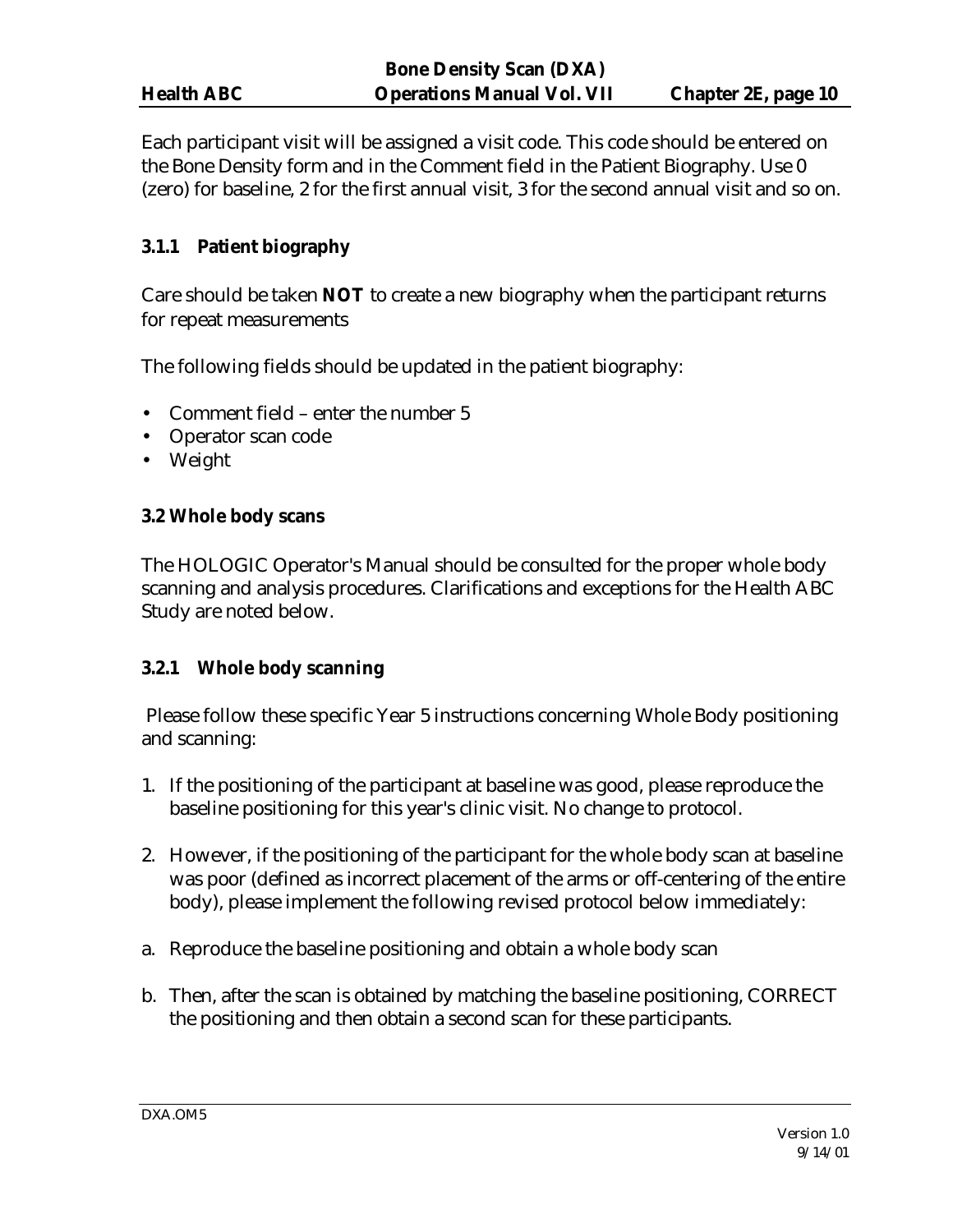Each participant visit will be assigned a visit code. This code should be entered on the Bone Density form and in the Comment field in the Patient Biography. Use 0 (zero) for baseline, 2 for the first annual visit, 3 for the second annual visit and so on.

### 3.1.1 Patient biography

Care should be taken **NOT** to create a new biography when the participant returns for repeat measurements

The following fields should be updated in the patient biography:

- Comment field – enter the number 5
- Operator scan code
- Weight

## 3.2 Whole body scans

The HOLOGIC Operator's Manual should be consulted for the proper whole body scanning and analysis procedures. Clarifications and exceptions for the Health ABC Study are noted below.

### 3.2.1 Whole body scanning

Please follow these specific Year 5 instructions concerning Whole Body positioning and scanning:

1. If the positioning of the participant at baseline was good, please reproduce the baseline positioning for this year's clinic visit. No change to protocol.

2. However, if the positioning of the participant for the whole body scan at baseline was poor (defined as incorrect placement of the arms or off-centering of the entire body), please implement the following revised protocol below immediately:

a. Reproduce the baseline positioning and obtain a whole body scan

b. Then, after the scan is obtained by matching the baseline positioning, CORRECT the positioning and then obtain a second scan for these participants.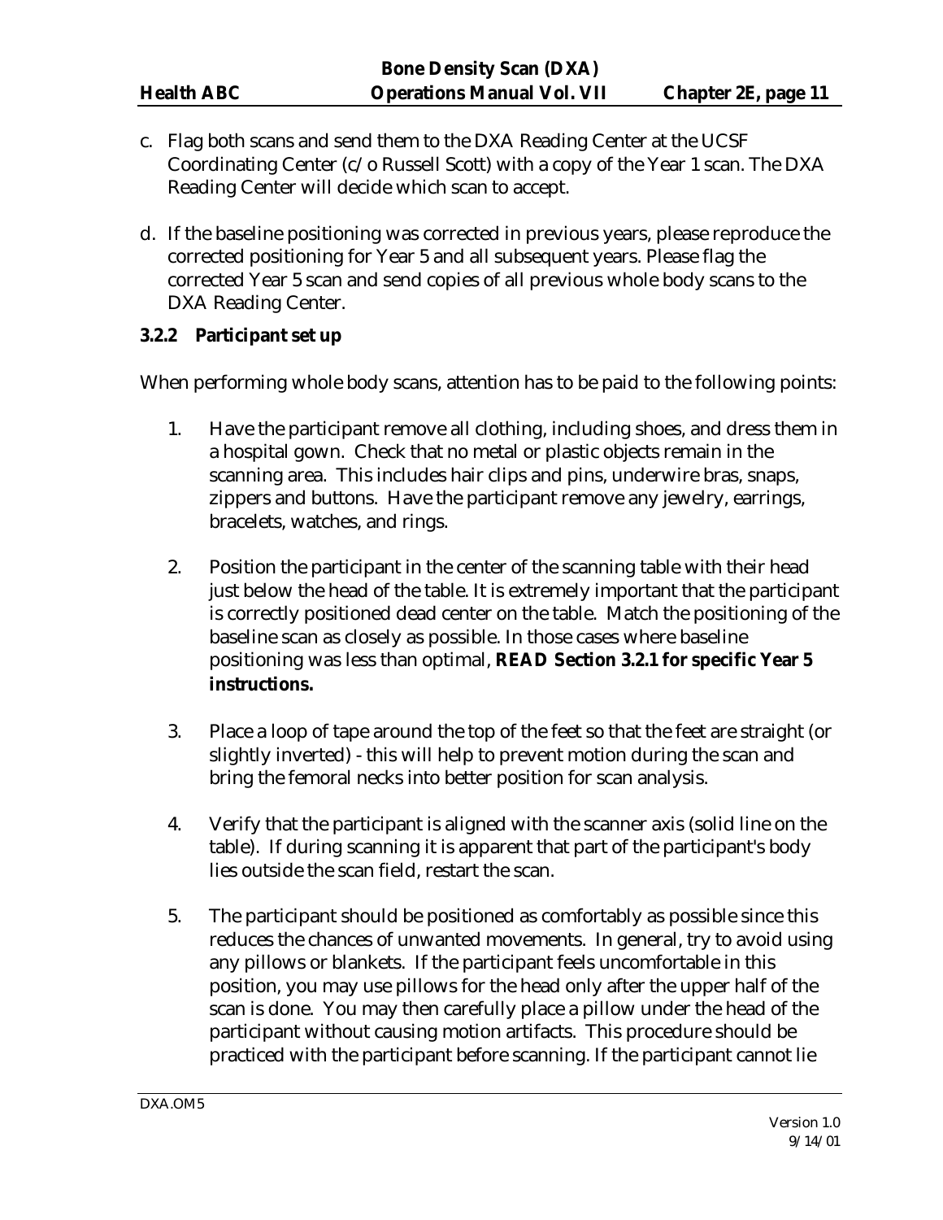c. Flag both scans and send them to the DXA Reading Center at the UCSF Coordinating Center (c/o Russell Scott) with a copy of the Year 1 scan. The DXA Reading Center will decide which scan to accept.

d. If the baseline positioning was corrected in previous years, please reproduce the corrected positioning for Year 5 and all subsequent years. Please flag the corrected Year 5 scan and send copies of all previous whole body scans to the DXA Reading Center.

### 3.2.2 Participant set up

When performing whole body scans, attention has to be paid to the following points:

1. Have the participant remove all clothing, including shoes, and dress them in a hospital gown. Check that no metal or plastic objects remain in the scanning area. This includes hair clips and pins, underwire bras, snaps, zippers and buttons. Have the participant remove any jewelry, earrings, bracelets, watches, and rings.

2. Position the participant in the center of the scanning table with their head just below the head of the table. It is extremely important that the participant is correctly positioned dead center on the table. Match the positioning of the baseline scan as closely as possible. In those cases where baseline positioning was less than optimal, **READ Section 3.2.1 for specific Year 5 instructions.**

3. Place a loop of tape around the top of the feet so that the feet are straight (or slightly inverted) - this will help to prevent motion during the scan and bring the femoral necks into better position for scan analysis.

4. Verify that the participant is aligned with the scanner axis (solid line on the table). If during scanning it is apparent that part of the participant's body lies outside the scan field, restart the scan.

5. The participant should be positioned as comfortably as possible since this reduces the chances of unwanted movements. In general, try to avoid using any pillows or blankets. If the participant feels uncomfortable in this position, you may use pillows for the head only after the upper half of the scan is done. You may then carefully place a pillow under the head of the participant without causing motion artifacts. This procedure should be practiced with the participant before scanning. If the participant cannot lie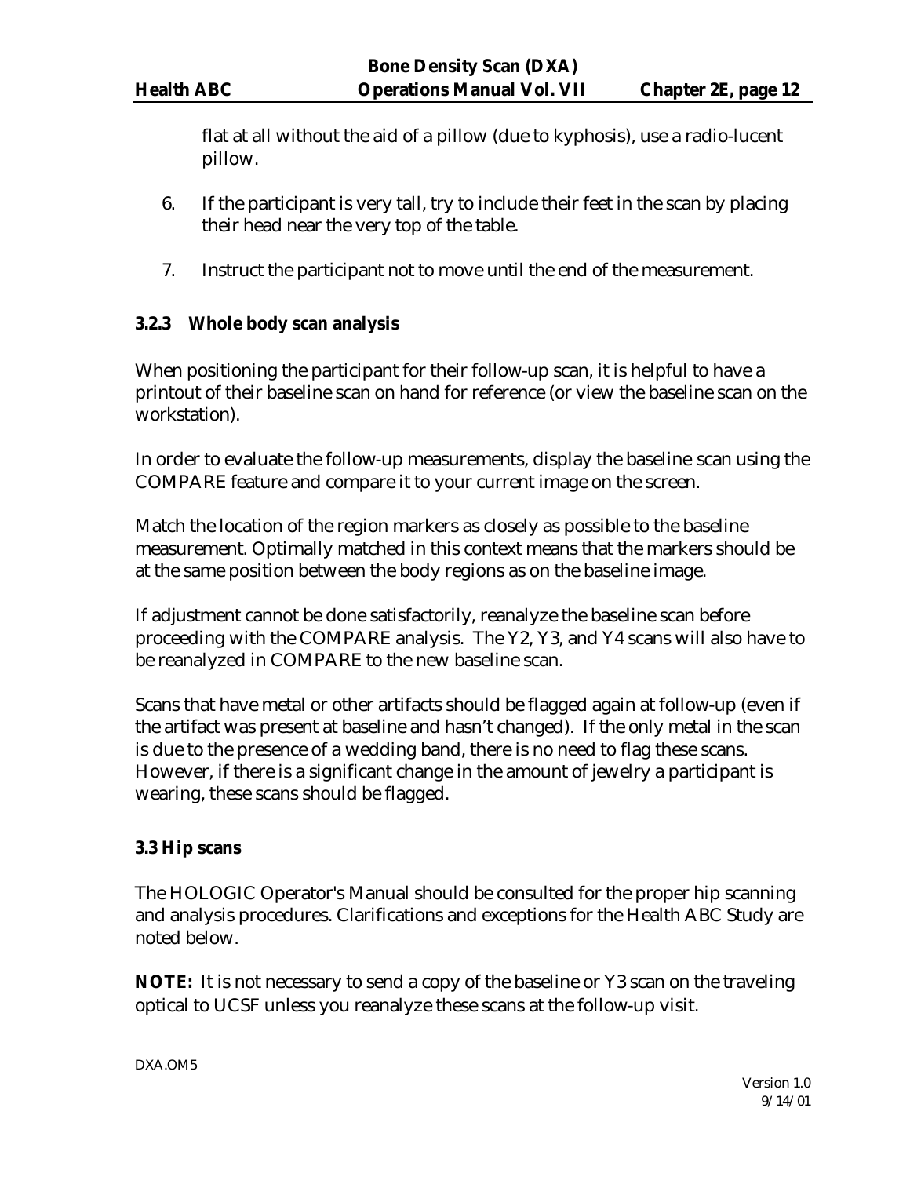flat at all without the aid of a pillow (due to kyphosis), use a radio-lucent pillow.

6. If the participant is very tall, try to include their feet in the scan by placing their head near the very top of the table.

7. Instruct the participant not to move until the end of the measurement.

### 3.2.3 Whole body scan analysis

When positioning the participant for their follow-up scan, it is helpful to have a printout of their baseline scan on hand for reference (or view the baseline scan on the workstation).

In order to evaluate the follow-up measurements, display the baseline scan using the COMPARE feature and compare it to your current image on the screen.

Match the location of the region markers as closely as possible to the baseline measurement. Optimally matched in this context means that the markers should be at the same position between the body regions as on the baseline image.

If adjustment cannot be done satisfactorily, reanalyze the baseline scan before proceeding with the COMPARE analysis. The Y2, Y3, and Y4 scans will also have to be reanalyzed in COMPARE to the new baseline scan.

Scans that have metal or other artifacts should be flagged again at follow-up (even if the artifact was present at baseline and hasn't changed). If the only metal in the scan is due to the presence of a wedding band, there is no need to flag these scans. However, if there is a significant change in the amount of jewelry a participant is wearing, these scans should be flagged.

### 3.3 Hip scans

The HOLOGIC Operator's Manual should be consulted for the proper hip scanning and analysis procedures. Clarifications and exceptions for the Health ABC Study are noted below.

**NOTE:** It is not necessary to send a copy of the baseline or Y3 scan on the traveling optical to UCSF unless you reanalyze these scans at the follow-up visit.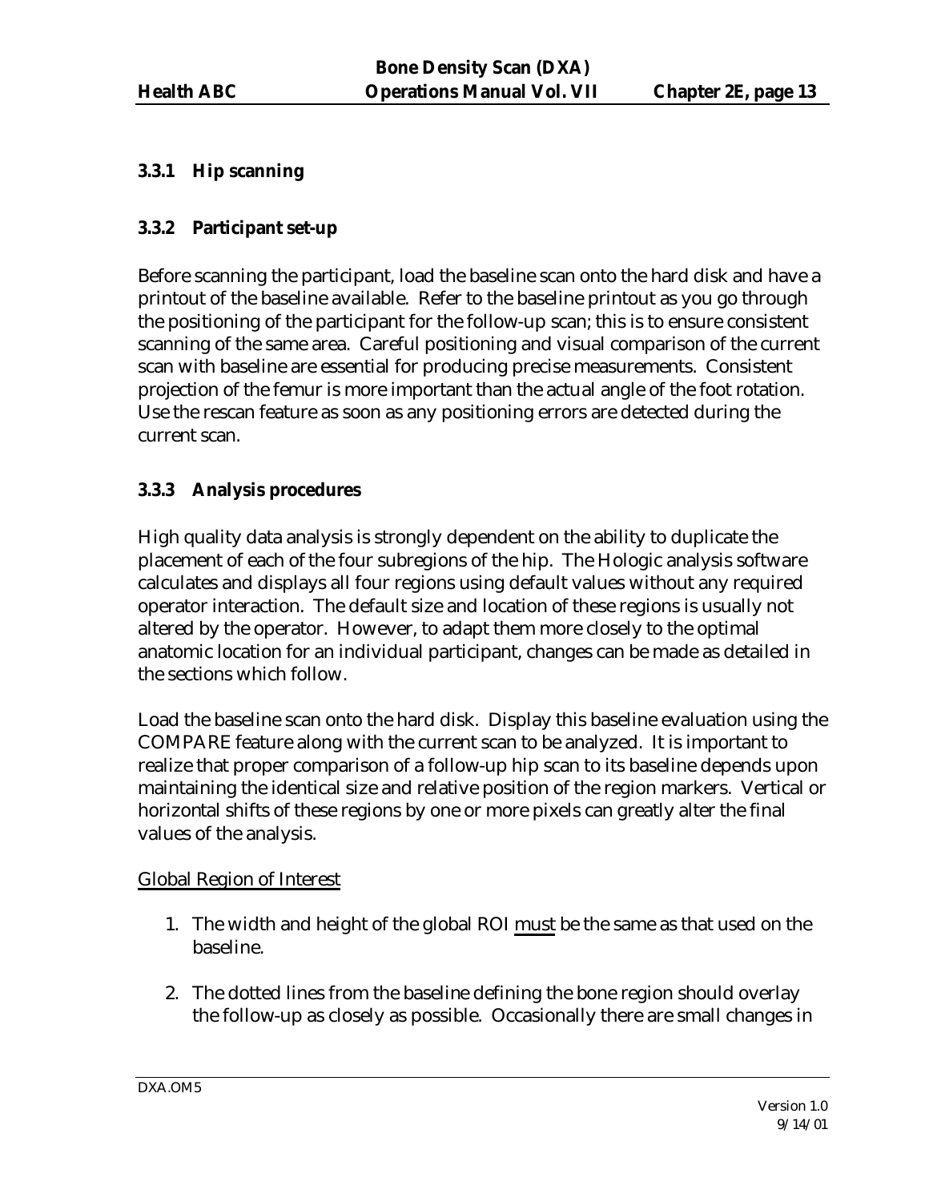### 3.3.1 Hip scanning

### 3.3.2 Participant set-up

Before scanning the participant, load the baseline scan onto the hard disk and have a printout of the baseline available. Refer to the baseline printout as you go through the positioning of the participant for the follow-up scan; this is to ensure consistent scanning of the same area. Careful positioning and visual comparison of the current scan with baseline are essential for producing precise measurements. Consistent projection of the femur is more important than the actual angle of the foot rotation. Use the rescan feature as soon as any positioning errors are detected during the current scan.

### 3.3.3 Analysis procedures

High quality data analysis is strongly dependent on the ability to duplicate the placement of each of the four subregions of the hip. The Hologic analysis software calculates and displays all four regions using default values without any required operator interaction. The default size and location of these regions is usually not altered by the operator. However, to adapt them more closely to the optimal anatomic location for an individual participant, changes can be made as detailed in the sections which follow.

Load the baseline scan onto the hard disk. Display this baseline evaluation using the COMPARE feature along with the current scan to be analyzed. It is important to realize that proper comparison of a follow-up hip scan to its baseline depends upon maintaining the identical size and relative position of the region markers. Vertical or horizontal shifts of these regions by one or more pixels can greatly alter the final values of the analysis.

<u>Global Region of Interest</u>

1. The width and height of the global ROI <u>must</u> be the same as that used on the baseline.
2. The dotted lines from the baseline defining the bone region should overlay the follow-up as closely as possible. Occasionally there are small changes in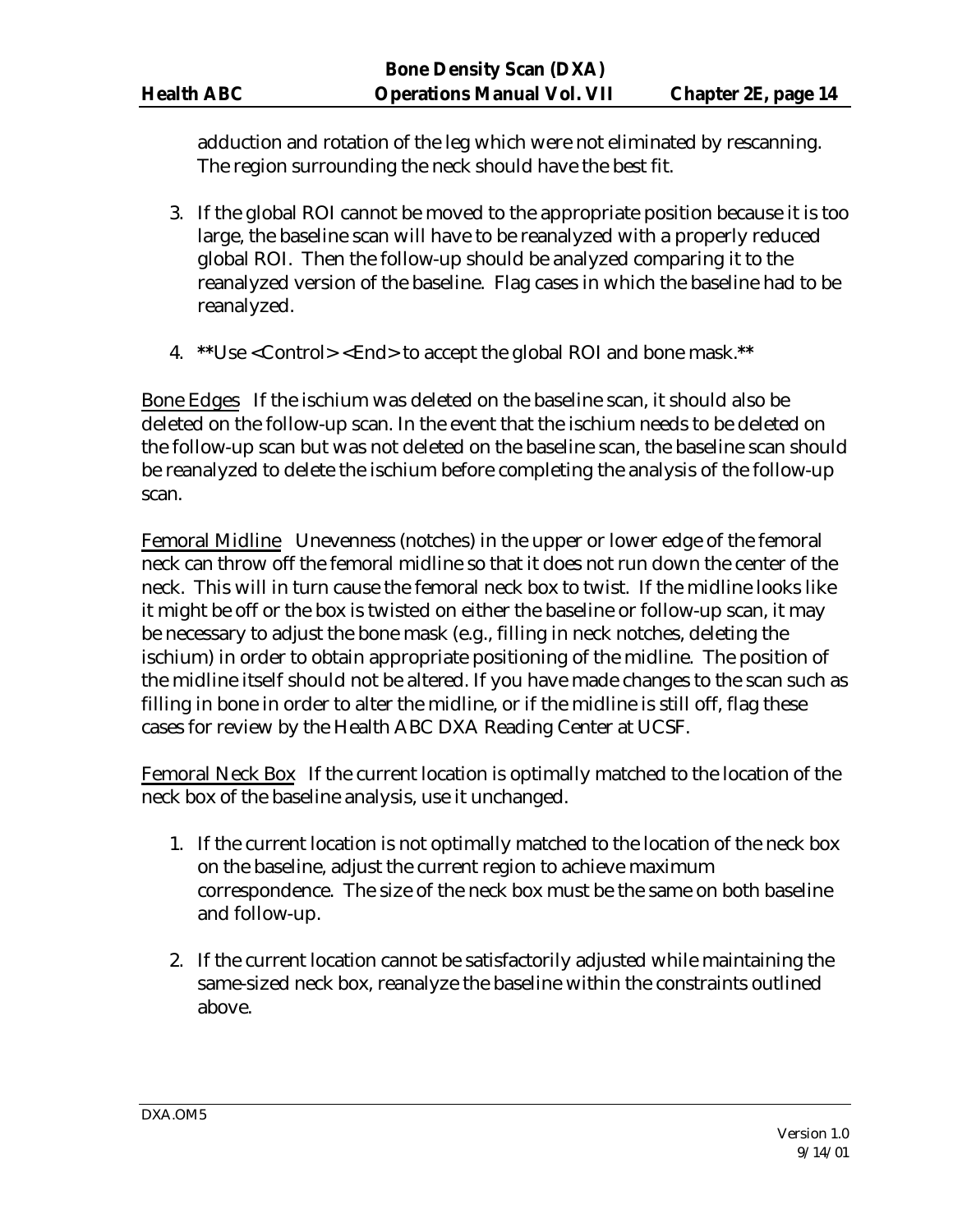adduction and rotation of the leg which were not eliminated by rescanning. The region surrounding the neck should have the best fit.

3. If the global ROI cannot be moved to the appropriate position because it is too large, the baseline scan will have to be reanalyzed with a properly reduced global ROI. Then the follow-up should be analyzed comparing it to the reanalyzed version of the baseline. Flag cases in which the baseline had to be reanalyzed.

4. **Use <Control> <End> to accept the global ROI and bone mask.**

<u>Bone Edges</u> If the ischium was deleted on the baseline scan, it should also be deleted on the follow-up scan. In the event that the ischium needs to be deleted on the follow-up scan but was not deleted on the baseline scan, the baseline scan should be reanalyzed to delete the ischium before completing the analysis of the follow-up scan.

<u>Femoral Midline</u> Unevenness (notches) in the upper or lower edge of the femoral neck can throw off the femoral midline so that it does not run down the center of the neck. This will in turn cause the femoral neck box to twist. If the midline looks like it might be off or the box is twisted on either the baseline or follow-up scan, it may be necessary to adjust the bone mask (e.g., filling in neck notches, deleting the ischium) in order to obtain appropriate positioning of the midline. The position of the midline itself should not be altered. If you have made changes to the scan such as filling in bone in order to alter the midline, or if the midline is still off, flag these cases for review by the Health ABC DXA Reading Center at UCSF.

<u>Femoral Neck Box</u> If the current location is optimally matched to the location of the neck box of the baseline analysis, use it unchanged.

1. If the current location is not optimally matched to the location of the neck box on the baseline, adjust the current region to achieve maximum correspondence. The size of the neck box must be the same on both baseline and follow-up.

2. If the current location cannot be satisfactorily adjusted while maintaining the same-sized neck box, reanalyze the baseline within the constraints outlined above.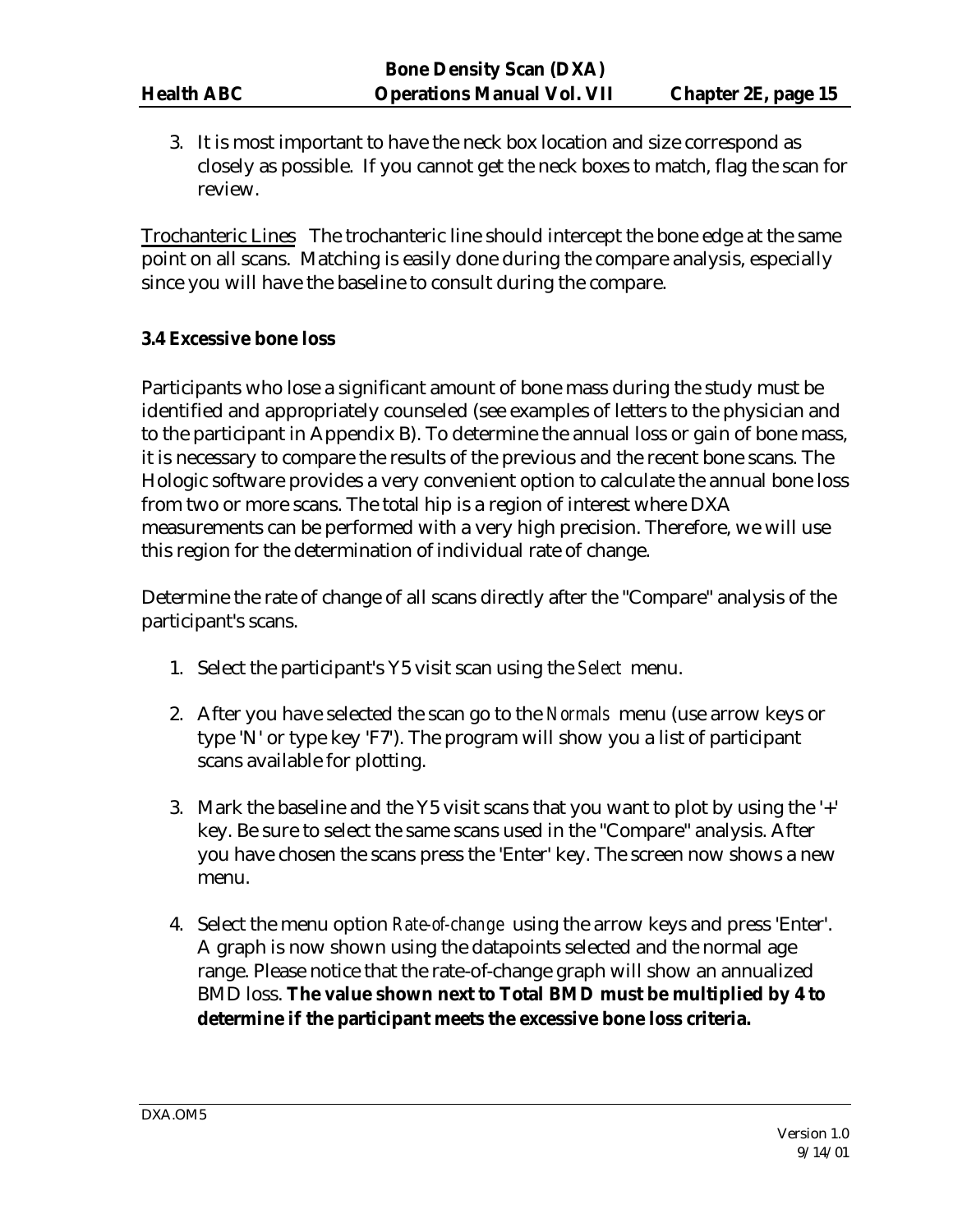3. It is most important to have the neck box location and size correspond as closely as possible. If you cannot get the neck boxes to match, flag the scan for review.

Trochanteric Lines The trochanteric line should intercept the bone edge at the same point on all scans. Matching is easily done during the compare analysis, especially since you will have the baseline to consult during the compare.

### 3.4 Excessive bone loss

Participants who lose a significant amount of bone mass during the study must be identified and appropriately counseled (see examples of letters to the physician and to the participant in Appendix B). To determine the annual loss or gain of bone mass, it is necessary to compare the results of the previous and the recent bone scans. The Hologic software provides a very convenient option to calculate the annual bone loss from two or more scans. The total hip is a region of interest where DXA measurements can be performed with a very high precision. Therefore, we will use this region for the determination of individual rate of change.

Determine the rate of change of all scans directly after the "Compare" analysis of the participant's scans.

1. Select the participant's Y5 visit scan using the *Select* menu.

2. After you have selected the scan go to the *Normals* menu (use arrow keys or type 'N' or type key 'F7'). The program will show you a list of participant scans available for plotting.

3. Mark the baseline and the Y5 visit scans that you want to plot by using the '+' key. Be sure to select the same scans used in the "Compare" analysis. After you have chosen the scans press the 'Enter' key. The screen now shows a new menu.

4. Select the menu option *Rate-of-change* using the arrow keys and press 'Enter'. A graph is now shown using the datapoints selected and the normal age range. Please notice that the rate-of-change graph will show an annualized BMD loss. **The value shown next to Total BMD must be multiplied by 4 to determine if the participant meets the excessive bone loss criteria.**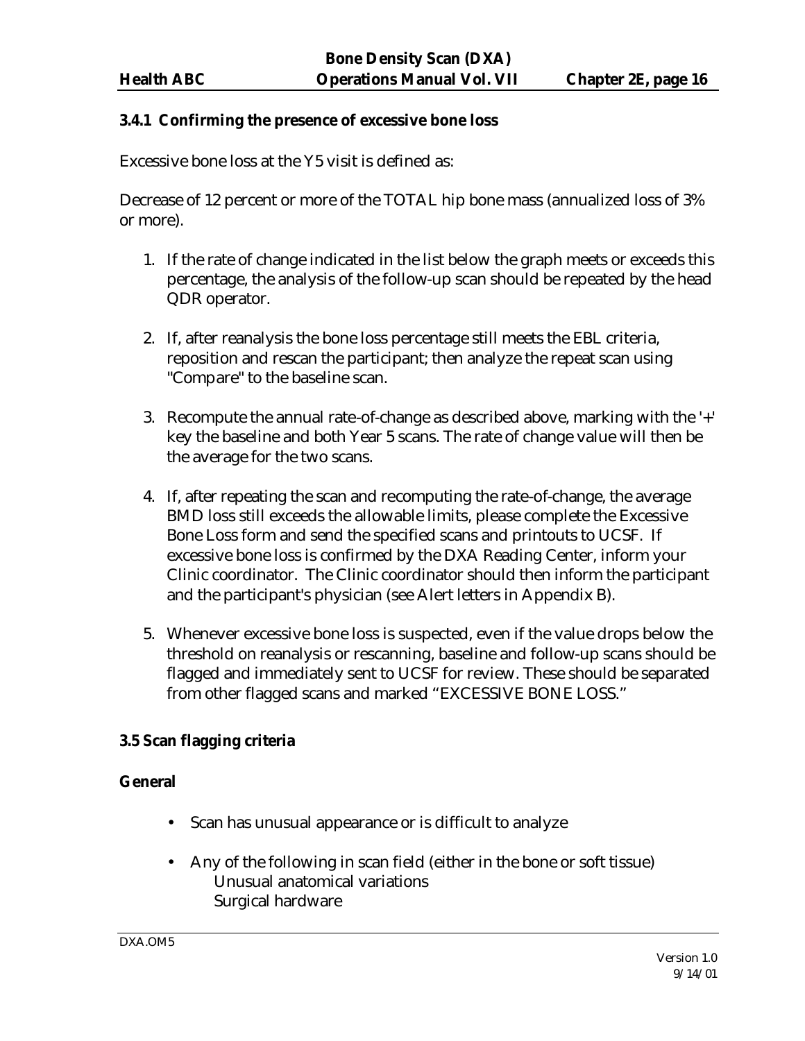### 3.4.1 Confirming the presence of excessive bone loss

Excessive bone loss at the Y5 visit is defined as:

Decrease of 12 percent or more of the TOTAL hip bone mass (annualized loss of 3% or more).

1. If the rate of change indicated in the list below the graph meets or exceeds this percentage, the analysis of the follow-up scan should be repeated by the head QDR operator.
2. If, after reanalysis the bone loss percentage still meets the EBL criteria, reposition and rescan the participant; then analyze the repeat scan using "Compare" to the baseline scan.
3. Recompute the annual rate-of-change as described above, marking with the '+' key the baseline and both Year 5 scans. The rate of change value will then be the average for the two scans.
4. If, after repeating the scan and recomputing the rate-of-change, the average BMD loss still exceeds the allowable limits, please complete the Excessive Bone Loss form and send the specified scans and printouts to UCSF. If excessive bone loss is confirmed by the DXA Reading Center, inform your Clinic coordinator. The Clinic coordinator should then inform the participant and the participant's physician (see Alert letters in Appendix B).
5. Whenever excessive bone loss is suspected, even if the value drops below the threshold on reanalysis or rescanning, baseline and follow-up scans should be flagged and immediately sent to UCSF for review. These should be separated from other flagged scans and marked "EXCESSIVE BONE LOSS."

### 3.5 Scan flagging criteria

**General**

- Scan has unusual appearance or is difficult to analyze
- Any of the following in scan field (either in the bone or soft tissue)
  - Unusual anatomical variations
  - Surgical hardware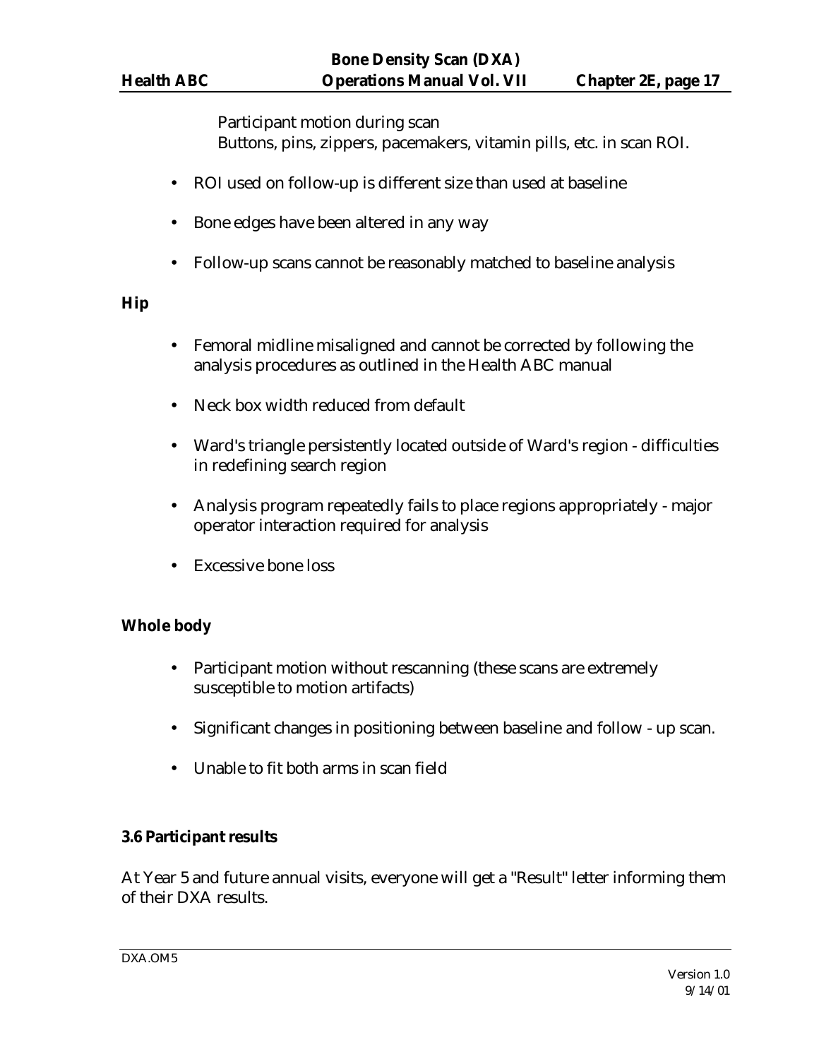Participant motion during scan
Buttons, pins, zippers, pacemakers, vitamin pills, etc. in scan ROI.

- ROI used on follow-up is different size than used at baseline
- Bone edges have been altered in any way
- Follow-up scans cannot be reasonably matched to baseline analysis

**Hip**

- Femoral midline misaligned and cannot be corrected by following the analysis procedures as outlined in the Health ABC manual
- Neck box width reduced from default
- Ward's triangle persistently located outside of Ward's region - difficulties in redefining search region
- Analysis program repeatedly fails to place regions appropriately - major operator interaction required for analysis
- Excessive bone loss

**Whole body**

- Participant motion without rescanning (these scans are extremely susceptible to motion artifacts)
- Significant changes in positioning between baseline and follow - up scan.
- Unable to fit both arms in scan field

### 3.6 Participant results

At Year 5 and future annual visits, everyone will get a "Result" letter informing them of their DXA results.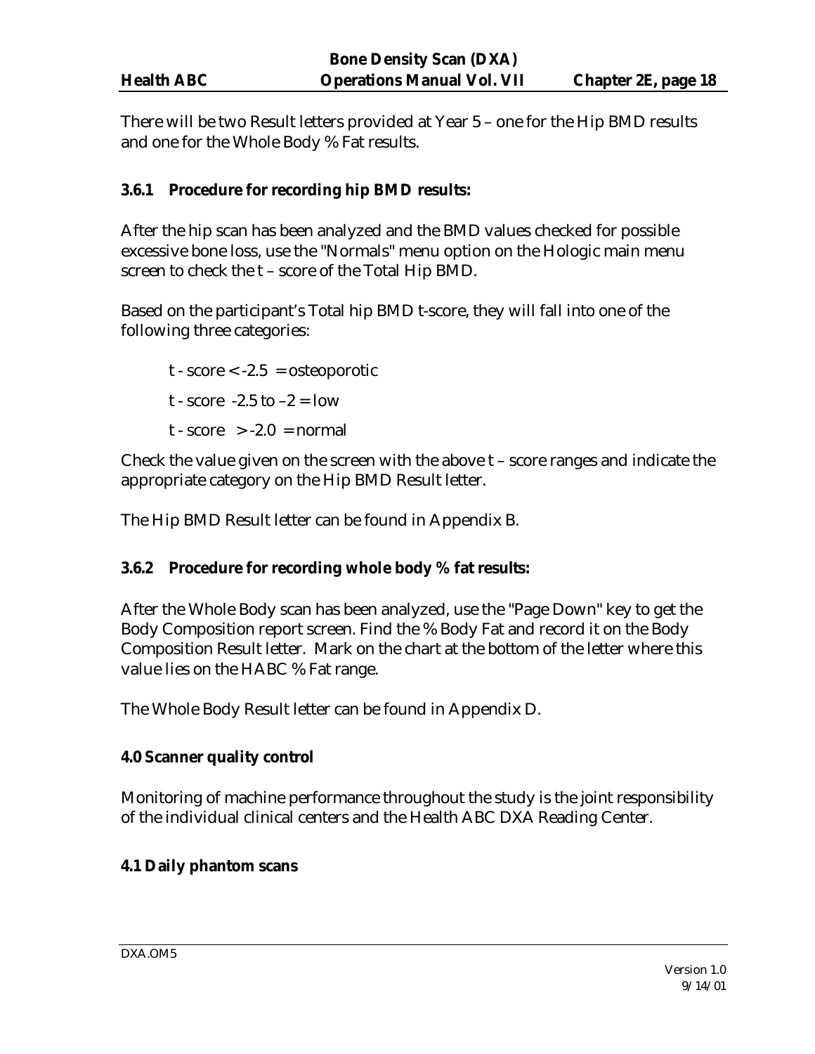There will be two Result letters provided at Year 5 – one for the Hip BMD results and one for the Whole Body % Fat results.

### 3.6.1 Procedure for recording hip BMD results:

After the hip scan has been analyzed and the BMD values checked for possible excessive bone loss, use the "Normals" menu option on the Hologic main menu screen to check the t – score of the Total Hip BMD.

Based on the participant's Total hip BMD t-score, they will fall into one of the following three categories:

t - score < -2.5 = osteoporotic

t - score -2.5 to –2 = low

t - score > -2.0 = normal

Check the value given on the screen with the above t – score ranges and indicate the appropriate category on the Hip BMD Result letter.

The Hip BMD Result letter can be found in Appendix B.

### 3.6.2 Procedure for recording whole body % fat results:

After the Whole Body scan has been analyzed, use the "Page Down" key to get the Body Composition report screen. Find the % Body Fat and record it on the Body Composition Result letter. Mark on the chart at the bottom of the letter where this value lies on the HABC % Fat range.

The Whole Body Result letter can be found in Appendix D.

## 4.0 Scanner quality control

Monitoring of machine performance throughout the study is the joint responsibility of the individual clinical centers and the Health ABC DXA Reading Center.

### 4.1 Daily phantom scans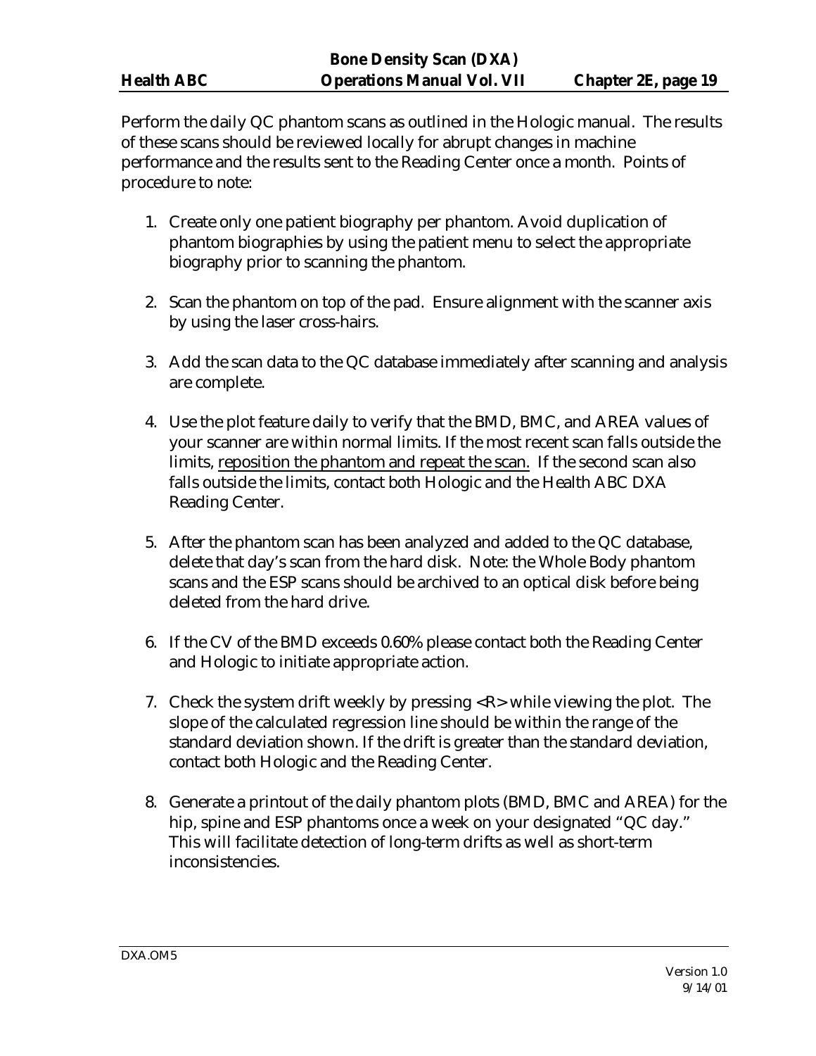Perform the daily QC phantom scans as outlined in the Hologic manual. The results of these scans should be reviewed locally for abrupt changes in machine performance and the results sent to the Reading Center once a month. Points of procedure to note:

1. Create only one patient biography per phantom. Avoid duplication of phantom biographies by using the patient menu to select the appropriate biography prior to scanning the phantom.

2. Scan the phantom on top of the pad. Ensure alignment with the scanner axis by using the laser cross-hairs.

3. Add the scan data to the QC database immediately after scanning and analysis are complete.

4. Use the plot feature daily to verify that the BMD, BMC, and AREA values of your scanner are within normal limits. If the most recent scan falls outside the limits, <u>reposition the phantom and repeat the scan.</u> If the second scan also falls outside the limits, contact both Hologic and the Health ABC DXA Reading Center.

5. After the phantom scan has been analyzed and added to the QC database, delete that day's scan from the hard disk. Note: the Whole Body phantom scans and the ESP scans should be archived to an optical disk before being deleted from the hard drive.

6. If the CV of the BMD exceeds 0.60% please contact both the Reading Center and Hologic to initiate appropriate action.

7. Check the system drift weekly by pressing <R> while viewing the plot. The slope of the calculated regression line should be within the range of the standard deviation shown. If the drift is greater than the standard deviation, contact both Hologic and the Reading Center.

8. Generate a printout of the daily phantom plots (BMD, BMC and AREA) for the hip, spine and ESP phantoms once a week on your designated "QC day." This will facilitate detection of long-term drifts as well as short-term inconsistencies.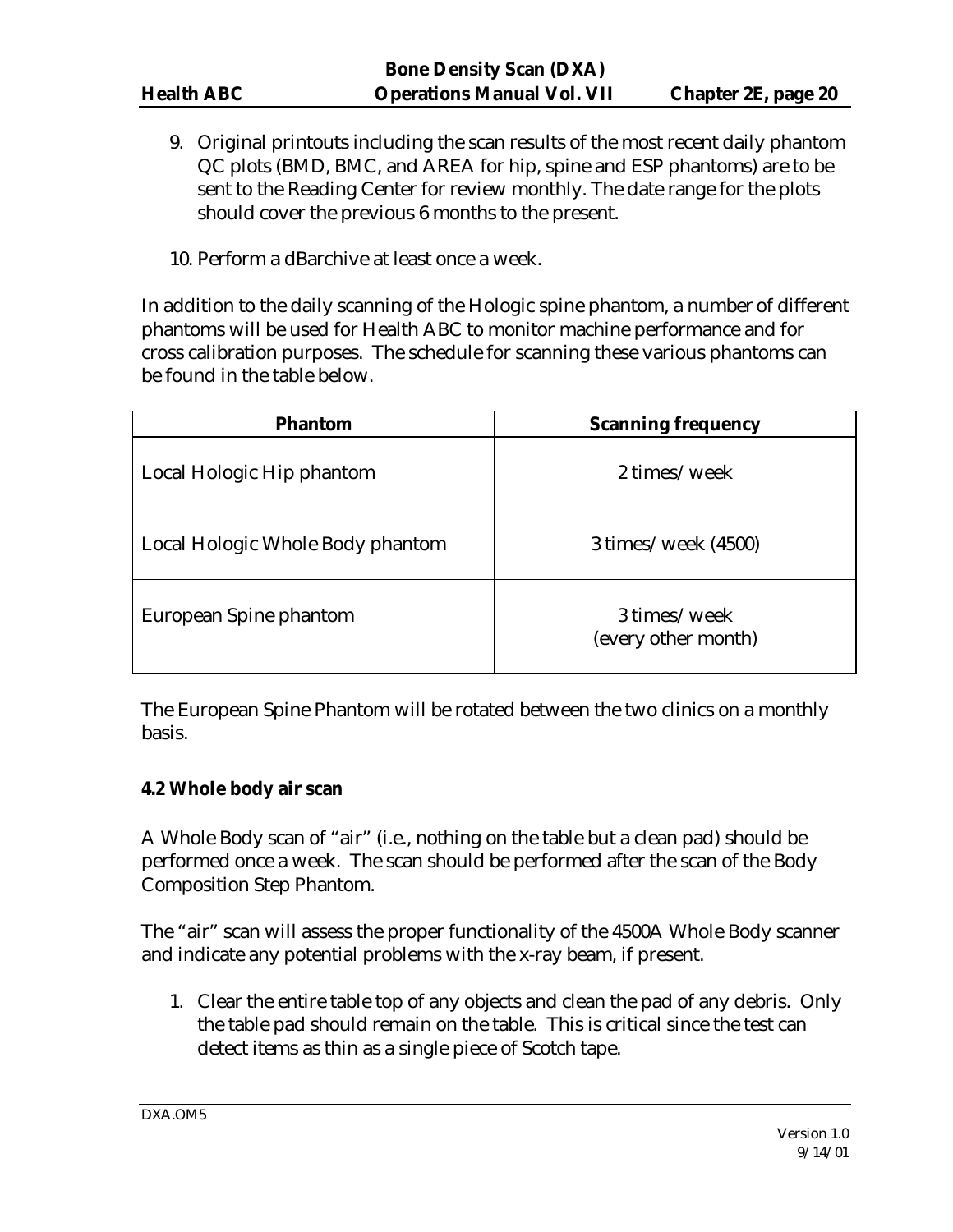9. Original printouts including the scan results of the most recent daily phantom QC plots (BMD, BMC, and AREA for hip, spine and ESP phantoms) are to be sent to the Reading Center for review monthly. The date range for the plots should cover the previous 6 months to the present.

10. Perform a dBarchive at least once a week.

In addition to the daily scanning of the Hologic spine phantom, a number of different phantoms will be used for Health ABC to monitor machine performance and for cross calibration purposes. The schedule for scanning these various phantoms can be found in the table below.

| Phantom | Scanning frequency |
|---|---|
| Local Hologic Hip phantom | 2 times/week |
| Local Hologic Whole Body phantom | 3 times/week (4500) |
| European Spine phantom | 3 times/week (every other month) |

The European Spine Phantom will be rotated between the two clinics on a monthly basis.

**4.2 Whole body air scan**

A Whole Body scan of "air" (i.e., nothing on the table but a clean pad) should be performed once a week. The scan should be performed after the scan of the Body Composition Step Phantom.

The "air" scan will assess the proper functionality of the 4500A Whole Body scanner and indicate any potential problems with the x-ray beam, if present.

1. Clear the entire table top of any objects and clean the pad of any debris. Only the table pad should remain on the table. This is critical since the test can detect items as thin as a single piece of Scotch tape.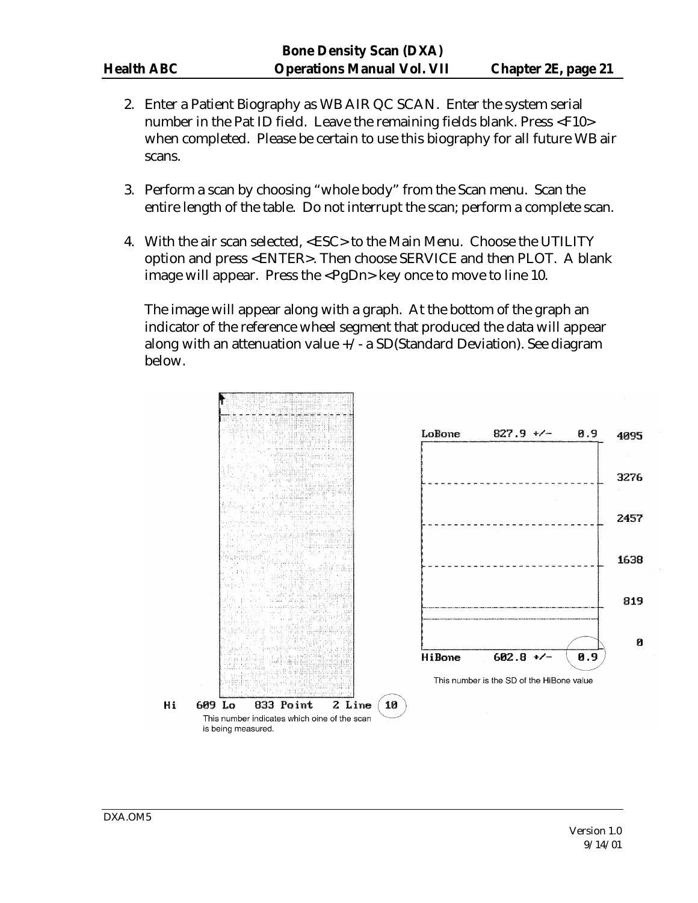2. Enter a Patient Biography as WB AIR QC SCAN. Enter the system serial number in the Pat ID field. Leave the remaining fields blank. Press <F10> when completed. Please be certain to use this biography for all future WB air scans.

3. Perform a scan by choosing "whole body" from the Scan menu. Scan the entire length of the table. Do not interrupt the scan; perform a complete scan.

4. With the air scan selected, <ESC> to the Main Menu. Choose the UTILITY option and press <ENTER>. Then choose SERVICE and then PLOT. A blank image will appear. Press the <PgDn> key once to move to line 10.

   The image will appear along with a graph. At the bottom of the graph an indicator of the reference wheel segment that produced the data will appear along with an attenuation value +/- a SD(Standard Deviation). See diagram below.

LoBone 827.9 +/- 0.9

4095

3276

2457

1638

819

0

HiBone 602.8 +/- 0.9

This number is the SD of the HiBone value

Hi 609 Lo 833 Point 2 Line 10

This number indicates which oine of the scan is being measured.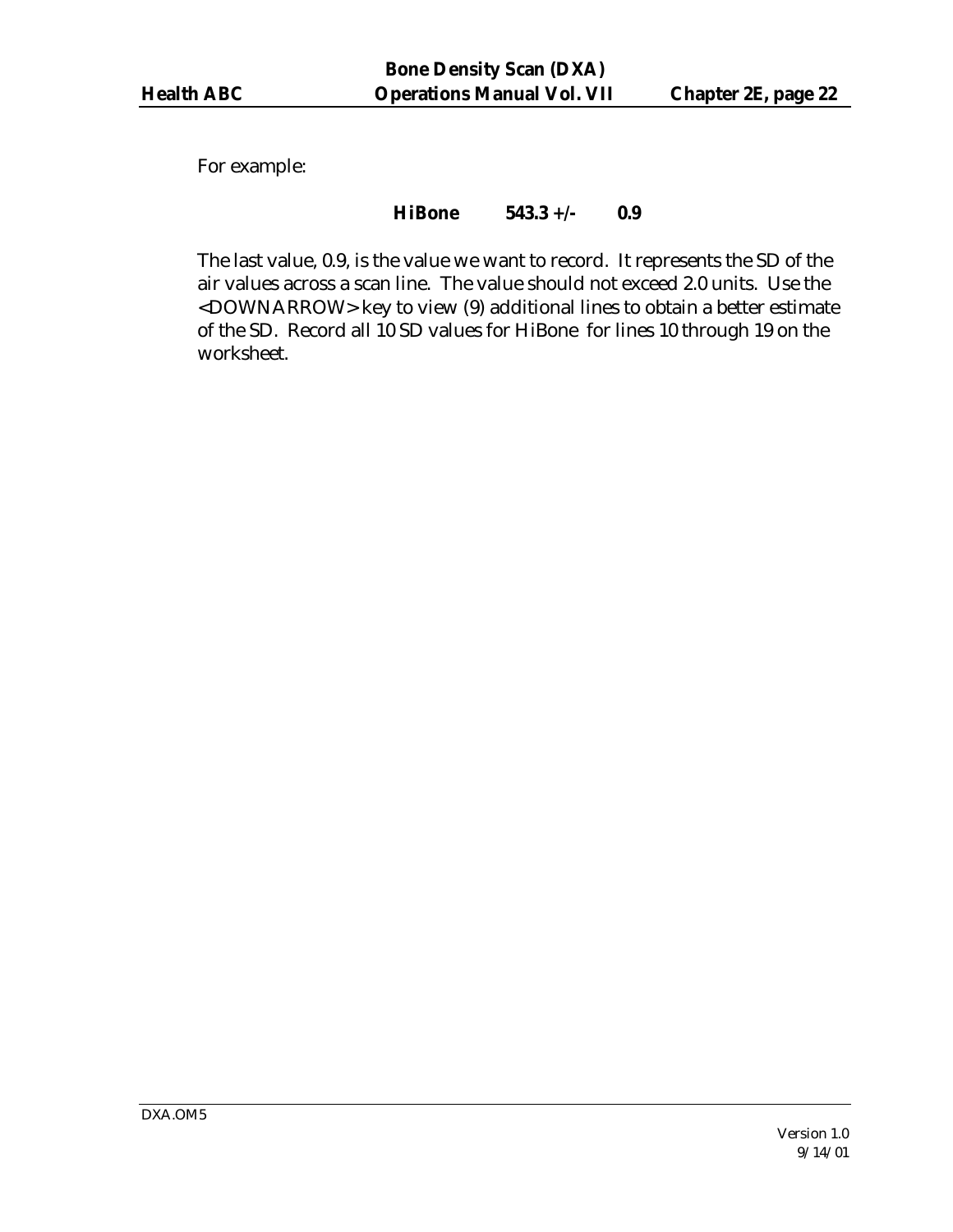For example:

**HiBone 543.3 +/- 0.9**

The last value, 0.9, is the value we want to record. It represents the SD of the air values across a scan line. The value should not exceed 2.0 units. Use the <DOWNARROW> key to view (9) additional lines to obtain a better estimate of the SD. Record all 10 SD values for HiBone for lines 10 through 19 on the worksheet.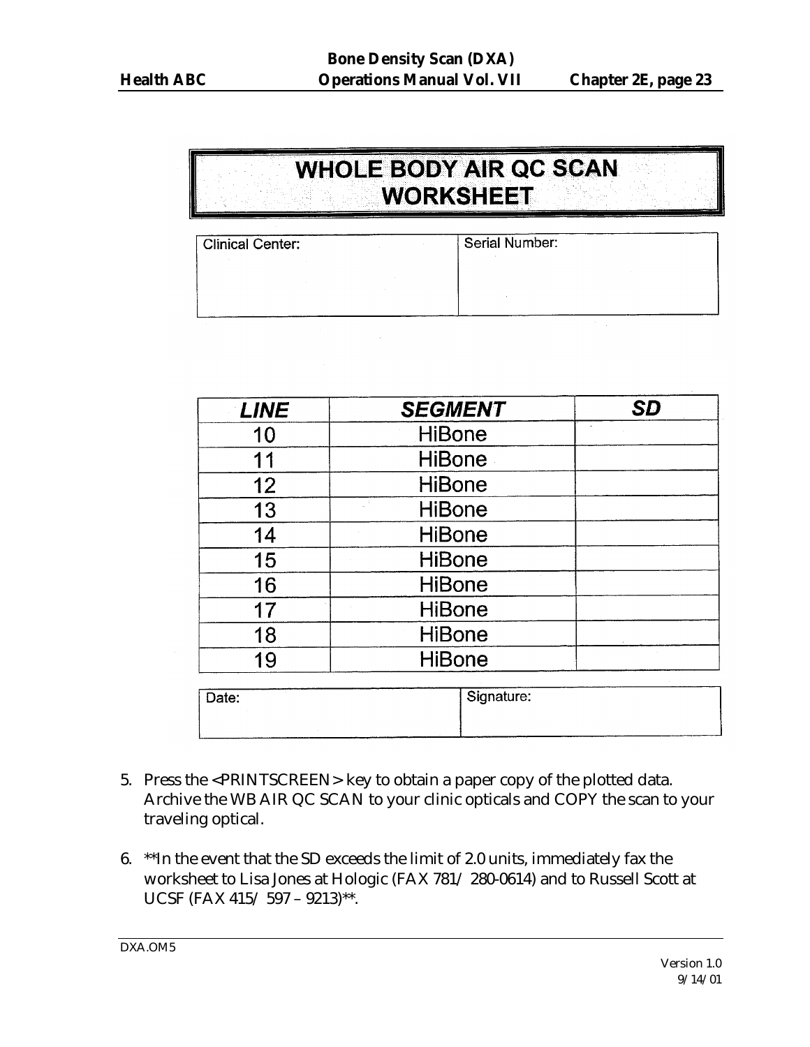# WHOLE BODY AIR QC SCAN WORKSHEET

| Clinical Center: | Serial Number: |
|---|---|
| | |

| LINE | SEGMENT | SD |
|---|---|---|
| 10 | HiBone | |
| 11 | HiBone | |
| 12 | HiBone | |
| 13 | HiBone | |
| 14 | HiBone | |
| 15 | HiBone | |
| 16 | HiBone | |
| 17 | HiBone | |
| 18 | HiBone | |
| 19 | HiBone | |

| Date: | Signature: |
|---|---|
| | |

5. Press the <PRINTSCREEN> key to obtain a paper copy of the plotted data. Archive the WB AIR QC SCAN to your clinic opticals and COPY the scan to your traveling optical.

6. **In the event that the SD exceeds the limit of 2.0 units, immediately fax the worksheet to Lisa Jones at Hologic (FAX 781/ 280-0614) and to Russell Scott at UCSF (FAX 415/ 597 – 9213)**.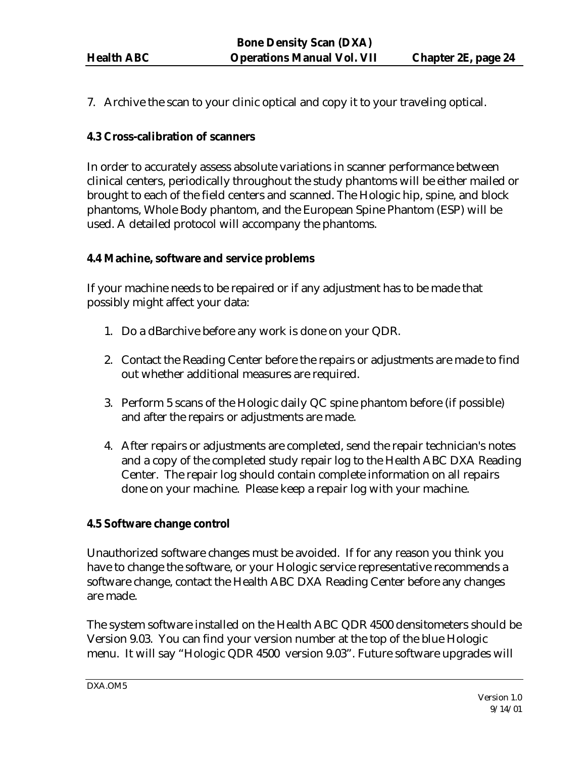7. Archive the scan to your clinic optical and copy it to your traveling optical.

### 4.3 Cross-calibration of scanners

In order to accurately assess absolute variations in scanner performance between clinical centers, periodically throughout the study phantoms will be either mailed or brought to each of the field centers and scanned. The Hologic hip, spine, and block phantoms, Whole Body phantom, and the European Spine Phantom (ESP) will be used. A detailed protocol will accompany the phantoms.

### 4.4 Machine, software and service problems

If your machine needs to be repaired or if any adjustment has to be made that possibly might affect your data:

1. Do a dBarchive before any work is done on your QDR.

2. Contact the Reading Center before the repairs or adjustments are made to find out whether additional measures are required.

3. Perform 5 scans of the Hologic daily QC spine phantom before (if possible) and after the repairs or adjustments are made.

4. After repairs or adjustments are completed, send the repair technician's notes and a copy of the completed study repair log to the Health ABC DXA Reading Center. The repair log should contain complete information on all repairs done on your machine. Please keep a repair log with your machine.

### 4.5 Software change control

Unauthorized software changes must be avoided. If for any reason you think you have to change the software, or your Hologic service representative recommends a software change, contact the Health ABC DXA Reading Center before any changes are made.

The system software installed on the Health ABC QDR 4500 densitometers should be Version 9.03. You can find your version number at the top of the blue Hologic menu. It will say "Hologic QDR 4500 version 9.03". Future software upgrades will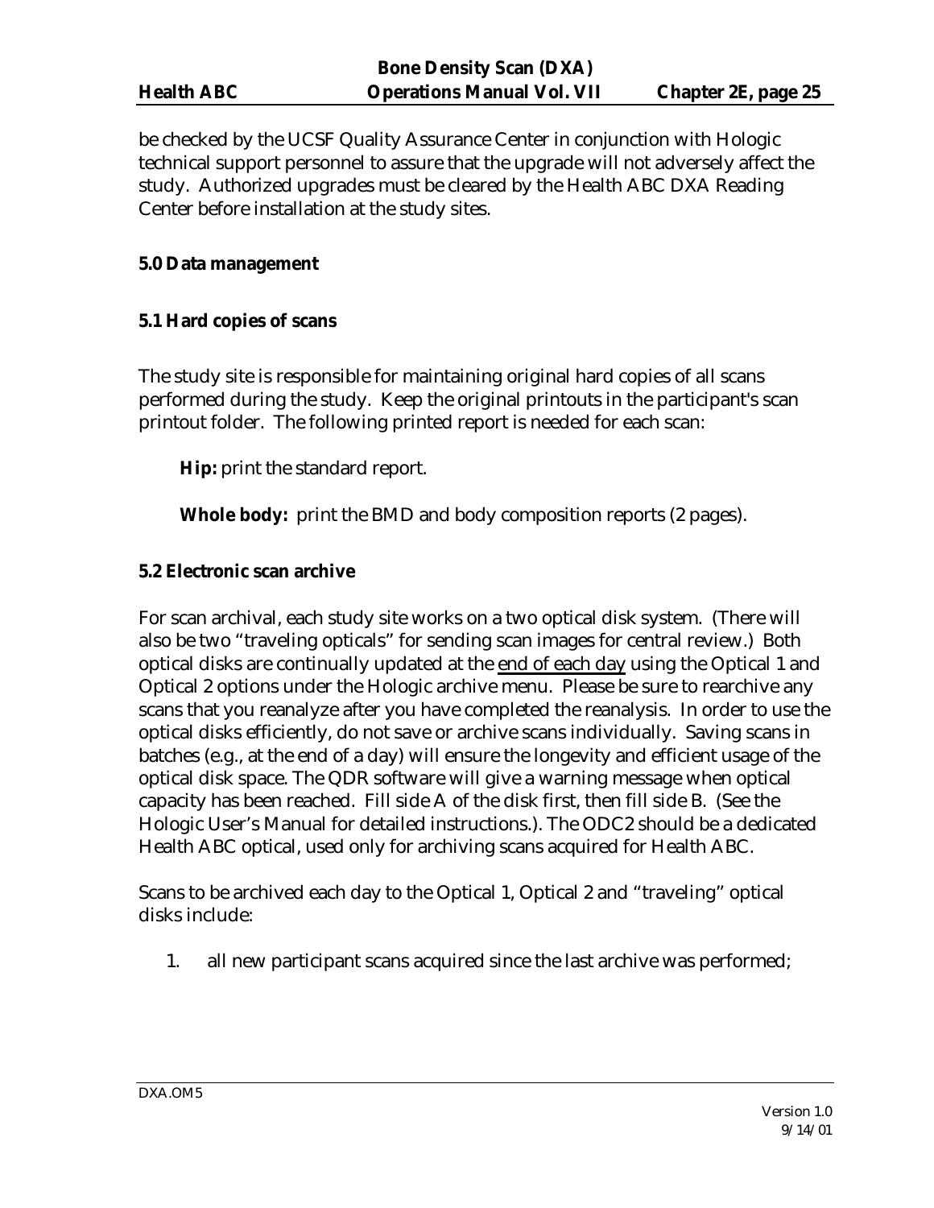be checked by the UCSF Quality Assurance Center in conjunction with Hologic technical support personnel to assure that the upgrade will not adversely affect the study. Authorized upgrades must be cleared by the Health ABC DXA Reading Center before installation at the study sites.

## 5.0 Data management

### 5.1 Hard copies of scans

The study site is responsible for maintaining original hard copies of all scans performed during the study. Keep the original printouts in the participant's scan printout folder. The following printed report is needed for each scan:

**Hip:** print the standard report.

**Whole body:** print the BMD and body composition reports (2 pages).

### 5.2 Electronic scan archive

For scan archival, each study site works on a two optical disk system. (There will also be two "traveling opticals" for sending scan images for central review.) Both optical disks are continually updated at the end of each day using the Optical 1 and Optical 2 options under the Hologic archive menu. Please be sure to rearchive any scans that you reanalyze after you have completed the reanalysis. In order to use the optical disks efficiently, do not save or archive scans individually. Saving scans in batches (e.g., at the end of a day) will ensure the longevity and efficient usage of the optical disk space. The QDR software will give a warning message when optical capacity has been reached. Fill side A of the disk first, then fill side B. (See the Hologic User's Manual for detailed instructions.). The ODC2 should be a dedicated Health ABC optical, used only for archiving scans acquired for Health ABC.

Scans to be archived each day to the Optical 1, Optical 2 and "traveling" optical disks include:

1. all new participant scans acquired since the last archive was performed;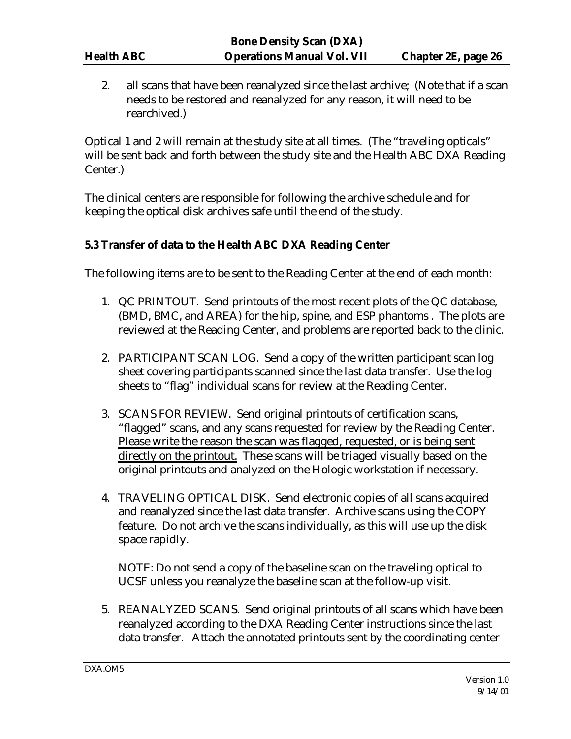2. all scans that have been reanalyzed since the last archive; (Note that if a scan needs to be restored and reanalyzed for any reason, it will need to be rearchived.)

Optical 1 and 2 will remain at the study site at all times. (The "traveling opticals" will be sent back and forth between the study site and the Health ABC DXA Reading Center.)

The clinical centers are responsible for following the archive schedule and for keeping the optical disk archives safe until the end of the study.

### 5.3 Transfer of data to the Health ABC DXA Reading Center

The following items are to be sent to the Reading Center at the end of each month:

1. QC PRINTOUT. Send printouts of the most recent plots of the QC database, (BMD, BMC, and AREA) for the hip, spine, and ESP phantoms . The plots are reviewed at the Reading Center, and problems are reported back to the clinic.

2. PARTICIPANT SCAN LOG. Send a copy of the written participant scan log sheet covering participants scanned since the last data transfer. Use the log sheets to "flag" individual scans for review at the Reading Center.

3. SCANS FOR REVIEW. Send original printouts of certification scans, "flagged" scans, and any scans requested for review by the Reading Center. <u>Please write the reason the scan was flagged, requested, or is being sent directly on the printout.</u> These scans will be triaged visually based on the original printouts and analyzed on the Hologic workstation if necessary.

4. TRAVELING OPTICAL DISK. Send electronic copies of all scans acquired and reanalyzed since the last data transfer. Archive scans using the COPY feature. Do not archive the scans individually, as this will use up the disk space rapidly.

   NOTE: Do not send a copy of the baseline scan on the traveling optical to UCSF unless you reanalyze the baseline scan at the follow-up visit.

5. REANALYZED SCANS. Send original printouts of all scans which have been reanalyzed according to the DXA Reading Center instructions since the last data transfer. Attach the annotated printouts sent by the coordinating center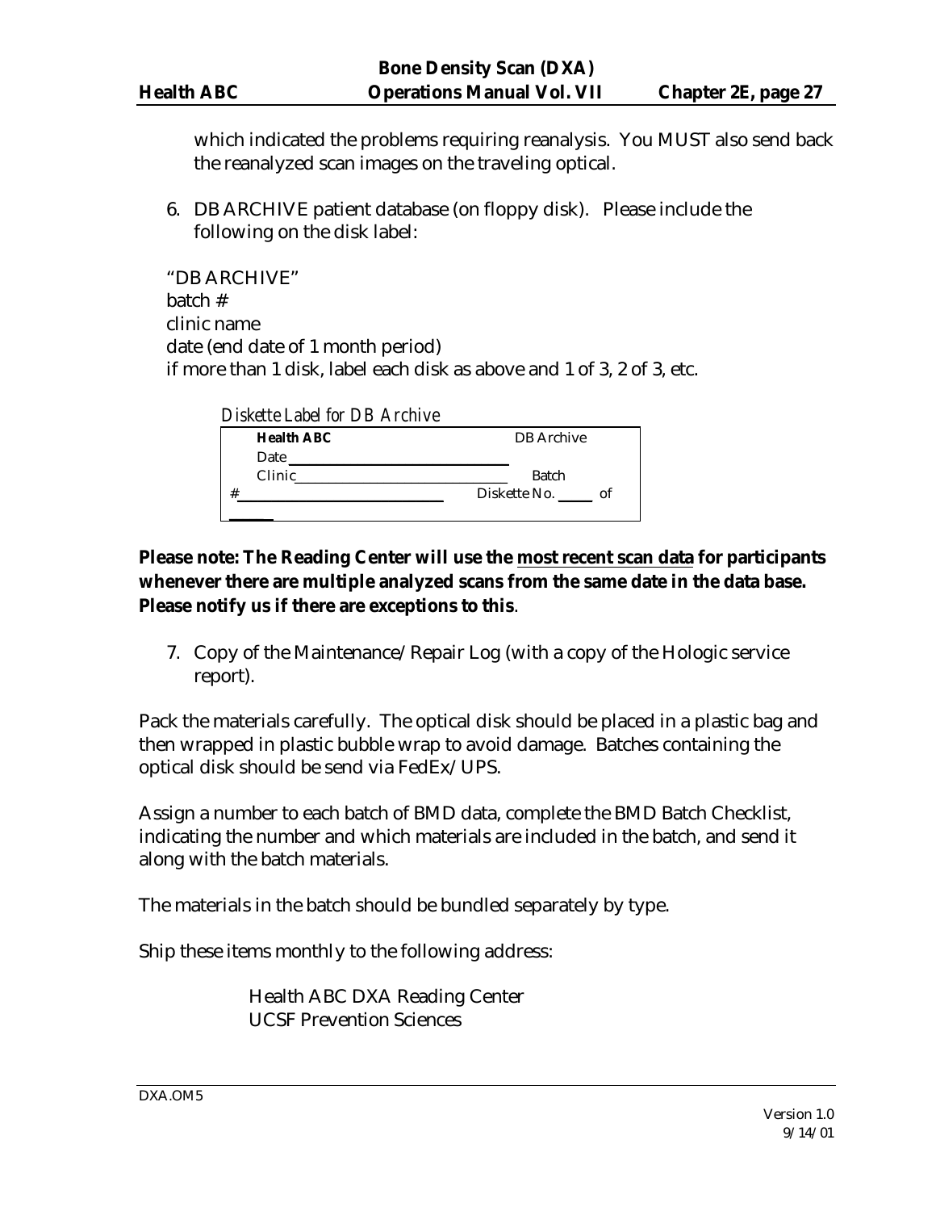which indicated the problems requiring reanalysis. You MUST also send back the reanalyzed scan images on the traveling optical.

6. DB ARCHIVE patient database (on floppy disk). Please include the following on the disk label:

"DB ARCHIVE"
batch #
clinic name
date (end date of 1 month period)
if more than 1 disk, label each disk as above and 1 of 3, 2 of 3, etc.

*Diskette Label for DB Archive*

| **Health ABC** | DB Archive |
|---|---|
| Date ______________________________ | |
| Clinic______________________________ | Batch |
| #_____________________________ | Diskette No. _____ of ______ |

**Please note: The Reading Center will use the <u>most recent scan data</u> for participants whenever there are multiple analyzed scans from the same date in the data base. Please notify us if there are exceptions to this**.

7. Copy of the Maintenance/Repair Log (with a copy of the Hologic service report).

Pack the materials carefully. The optical disk should be placed in a plastic bag and then wrapped in plastic bubble wrap to avoid damage. Batches containing the optical disk should be send via FedEx/UPS.

Assign a number to each batch of BMD data, complete the BMD Batch Checklist, indicating the number and which materials are included in the batch, and send it along with the batch materials.

The materials in the batch should be bundled separately by type.

Ship these items monthly to the following address:

Health ABC DXA Reading Center
UCSF Prevention Sciences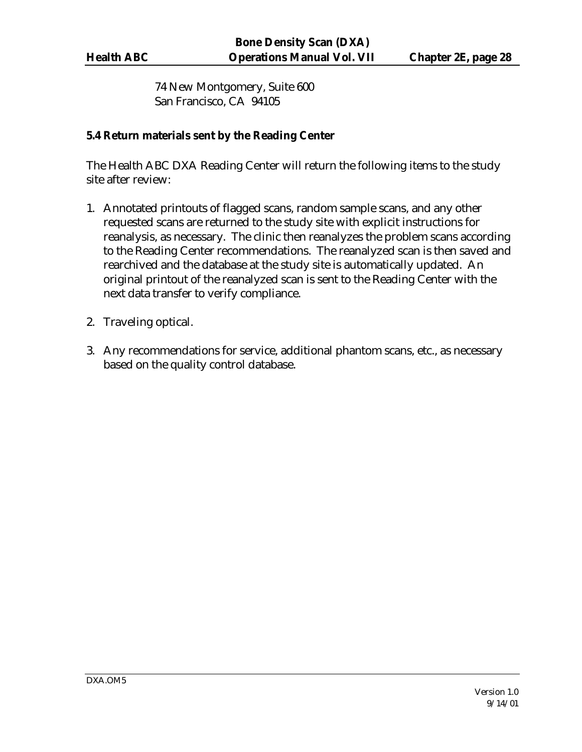74 New Montgomery, Suite 600
San Francisco, CA 94105

**5.4 Return materials sent by the Reading Center**

The Health ABC DXA Reading Center will return the following items to the study site after review:

1. Annotated printouts of flagged scans, random sample scans, and any other requested scans are returned to the study site with explicit instructions for reanalysis, as necessary. The clinic then reanalyzes the problem scans according to the Reading Center recommendations. The reanalyzed scan is then saved and rearchived and the database at the study site is automatically updated. An original printout of the reanalyzed scan is sent to the Reading Center with the next data transfer to verify compliance.

2. Traveling optical.

3. Any recommendations for service, additional phantom scans, etc., as necessary based on the quality control database.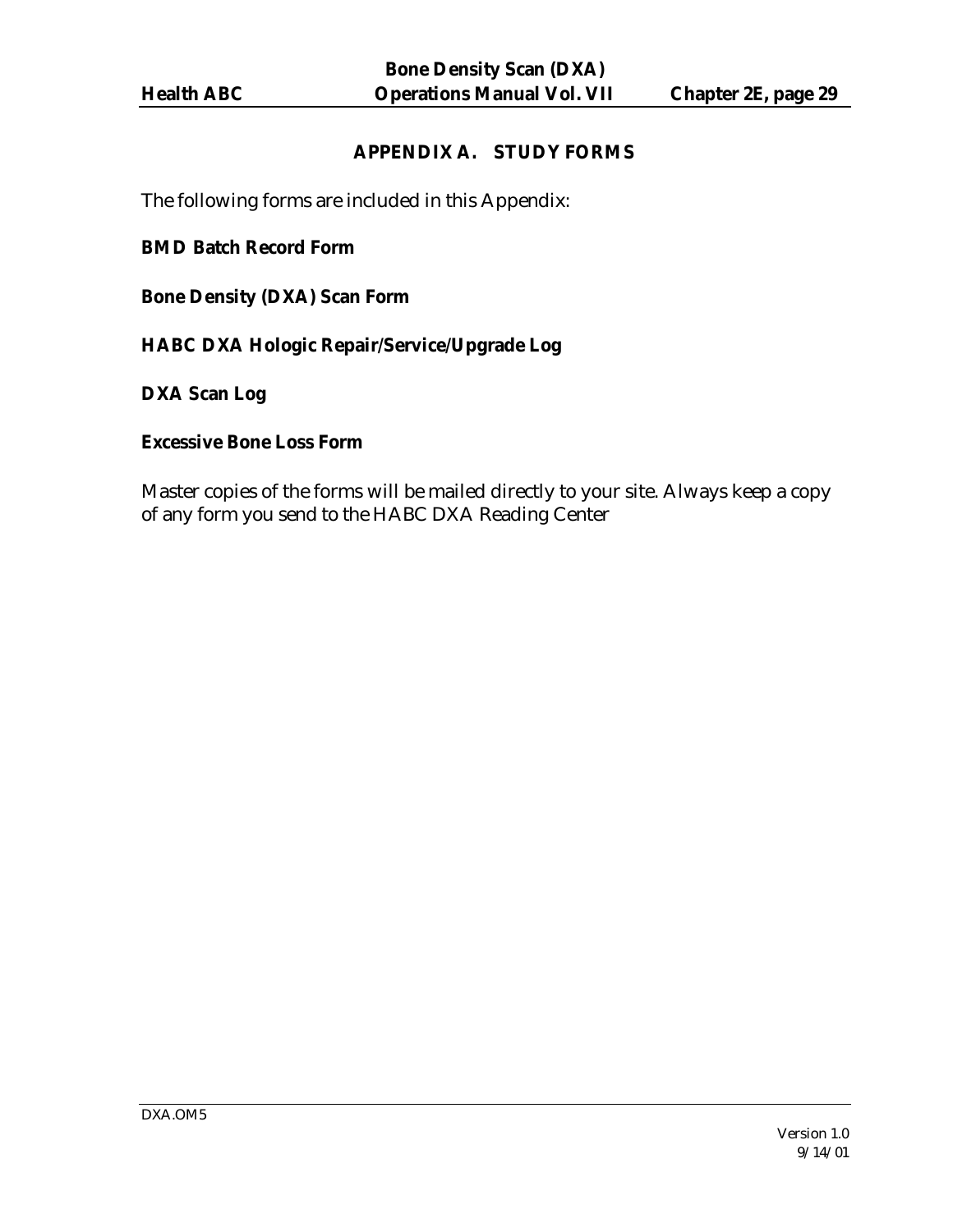## APPENDIX A. STUDY FORMS

The following forms are included in this Appendix:

**BMD Batch Record Form**

**Bone Density (DXA) Scan Form**

**HABC DXA Hologic Repair/Service/Upgrade Log**

**DXA Scan Log**

**Excessive Bone Loss Form**

Master copies of the forms will be mailed directly to your site. Always keep a copy of any form you send to the HABC DXA Reading Center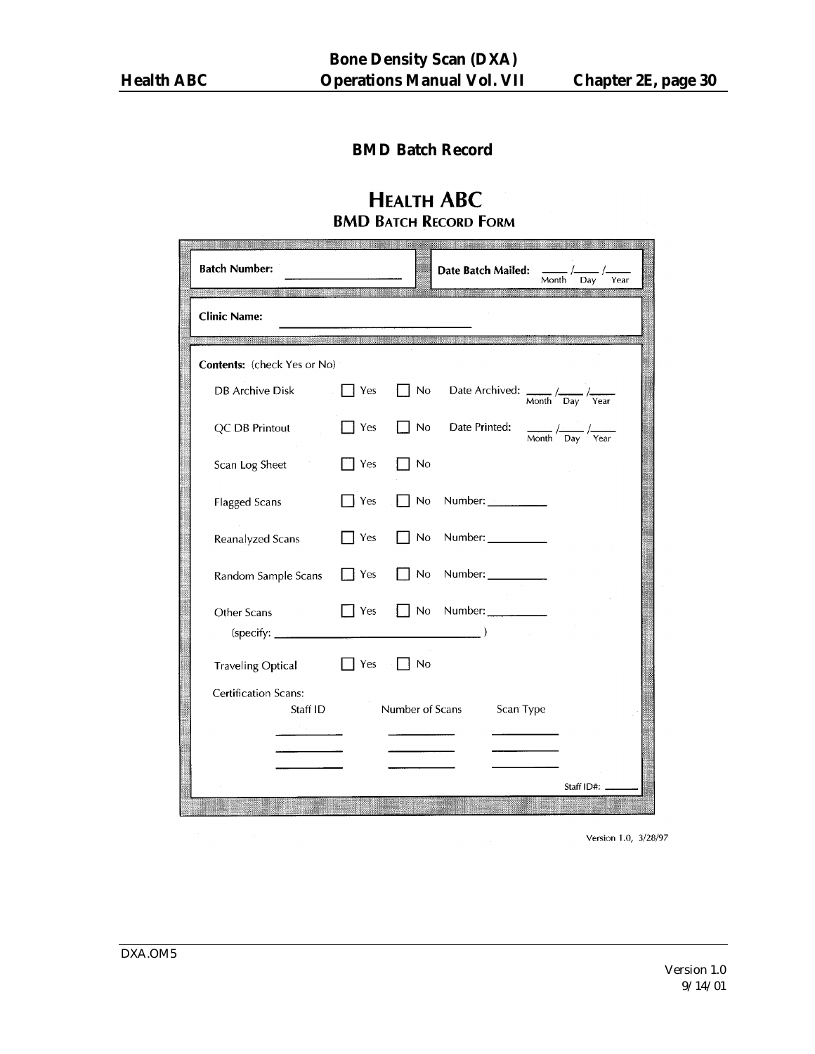## BMD Batch Record

# HEALTH ABC
## BMD BATCH RECORD FORM

**Batch Number:** ____________________ **Date Batch Mailed:** ____ /____ /____ (Month Day Year)

**Clinic Name:** ______________________________

**Contents:** (check Yes or No)

| | | | |
|---|---|---|---|
| DB Archive Disk | ☐ Yes | ☐ No | Date Archived: ____ /____ /____ (Month Day Year) |
| QC DB Printout | ☐ Yes | ☐ No | Date Printed: ____ /____ /____ (Month Day Year) |
| Scan Log Sheet | ☐ Yes | ☐ No | |
| Flagged Scans | ☐ Yes | ☐ No | Number: __________ |
| Reanalyzed Scans | ☐ Yes | ☐ No | Number: __________ |
| Random Sample Scans | ☐ Yes | ☐ No | Number: __________ |
| Other Scans (specify: ______________________________ ) | ☐ Yes | ☐ No | Number: __________ |
| Traveling Optical | ☐ Yes | ☐ No | |

Certification Scans:

| Staff ID | Number of Scans | Scan Type |
|---|---|---|
| __________ | __________ | __________ |
| __________ | __________ | __________ |
| __________ | __________ | __________ |

Staff ID#: ______

Version 1.0, 3/28/97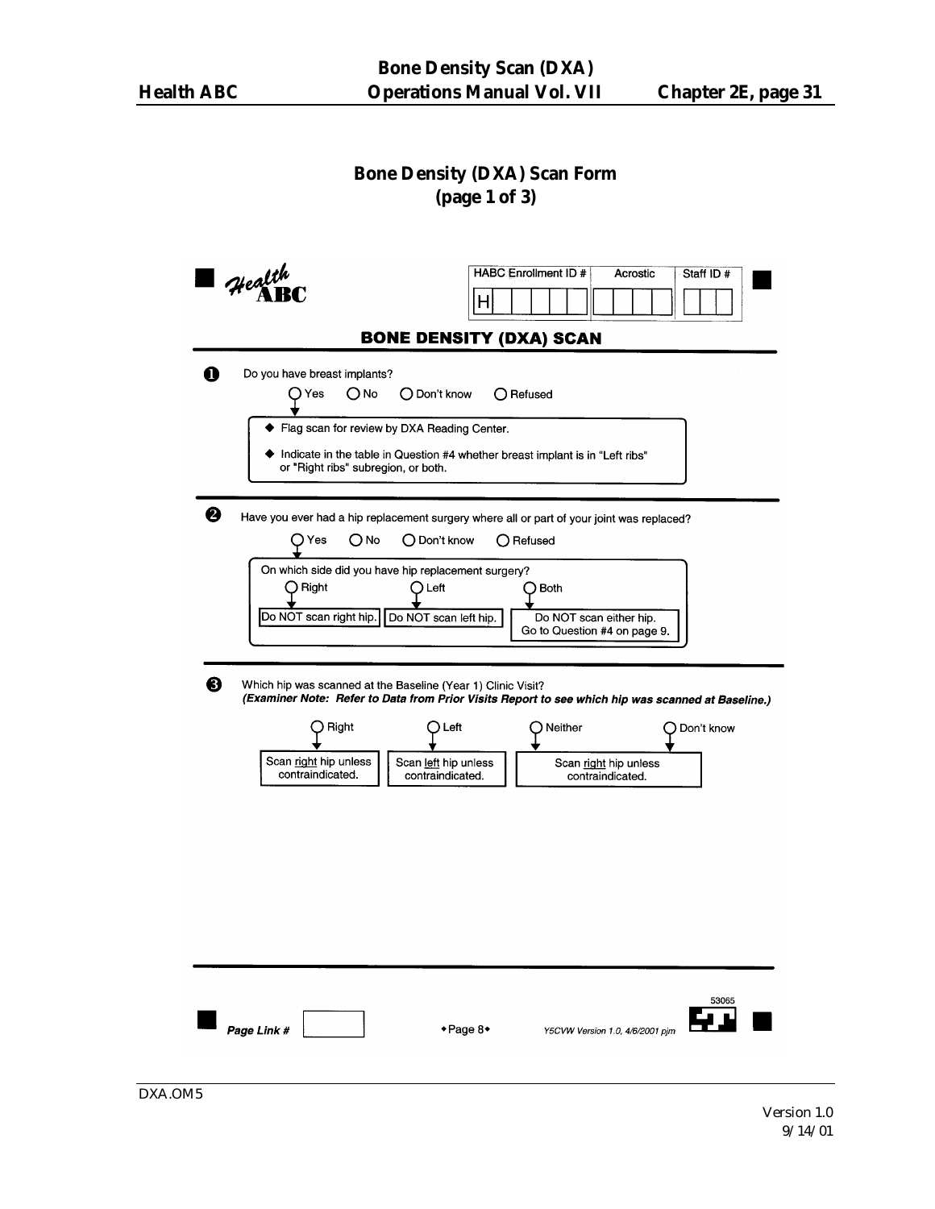## Bone Density (DXA) Scan Form
### (page 1 of 3)

Health ABC

| HABC Enrollment ID # | Acrostic | Staff ID # |
|---|---|---|
| H | | |

### BONE DENSITY (DXA) SCAN

**1** Do you have breast implants?

○ Yes ○ No ○ Don't know ○ Refused

If Yes:
- ◆ Flag scan for review by DXA Reading Center.
- ◆ Indicate in the table in Question #4 whether breast implant is in "Left ribs" or "Right ribs" subregion, or both.

**2** Have you ever had a hip replacement surgery where all or part of your joint was replaced?

○ Yes ○ No ○ Don't know ○ Refused

If Yes: On which side did you have hip replacement surgery?

- ○ Right → Do NOT scan right hip.
- ○ Left → Do NOT scan left hip.
- ○ Both → Do NOT scan either hip. Go to Question #4 on page 9.

**3** Which hip was scanned at the Baseline (Year 1) Clinic Visit?
***(Examiner Note: Refer to Data from Prior Visits Report to see which hip was scanned at Baseline.)***

- ○ Right → Scan right hip unless contraindicated.
- ○ Left → Scan left hip unless contraindicated.
- ○ Neither / ○ Don't know → Scan right hip unless contraindicated.

Page Link # ☐ ◆Page 8◆ Y5CVW Version 1.0, 4/6/2001 pjm 53065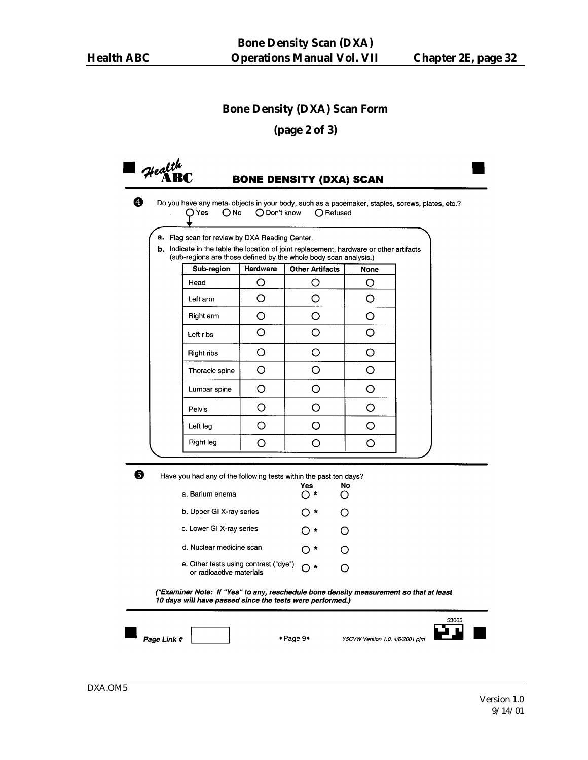## Bone Density (DXA) Scan Form

**(page 2 of 3)**

**Health ABC** — **BONE DENSITY (DXA) SCAN**

**4** Do you have any metal objects in your body, such as a pacemaker, staples, screws, plates, etc.?

○ Yes ○ No ○ Don't know ○ Refused

a. Flag scan for review by DXA Reading Center.

b. Indicate in the table the location of joint replacement, hardware or other artifacts (sub-regions are those defined by the whole body scan analysis.)

| Sub-region | Hardware | Other Artifacts | None |
|---|---|---|---|
| Head | ○ | ○ | ○ |
| Left arm | ○ | ○ | ○ |
| Right arm | ○ | ○ | ○ |
| Left ribs | ○ | ○ | ○ |
| Right ribs | ○ | ○ | ○ |
| Thoracic spine | ○ | ○ | ○ |
| Lumbar spine | ○ | ○ | ○ |
| Pelvis | ○ | ○ | ○ |
| Left leg | ○ | ○ | ○ |
| Right leg | ○ | ○ | ○ |

**5** Have you had any of the following tests within the past ten days?

| | Yes | No |
|---|---|---|
| a. Barium enema | ○ * | ○ |
| b. Upper GI X-ray series | ○ * | ○ |
| c. Lower GI X-ray series | ○ * | ○ |
| d. Nuclear medicine scan | ○ * | ○ |
| e. Other tests using contrast ("dye") or radioactive materials | ○ * | ○ |

***(\*Examiner Note: If "Yes" to any, reschedule bone density measurement so that at least 10 days will have passed since the tests were performed.)***

Page Link # ______ ◆Page 9◆ Y5CVW Version 1.0, 4/6/2001 pjm 53065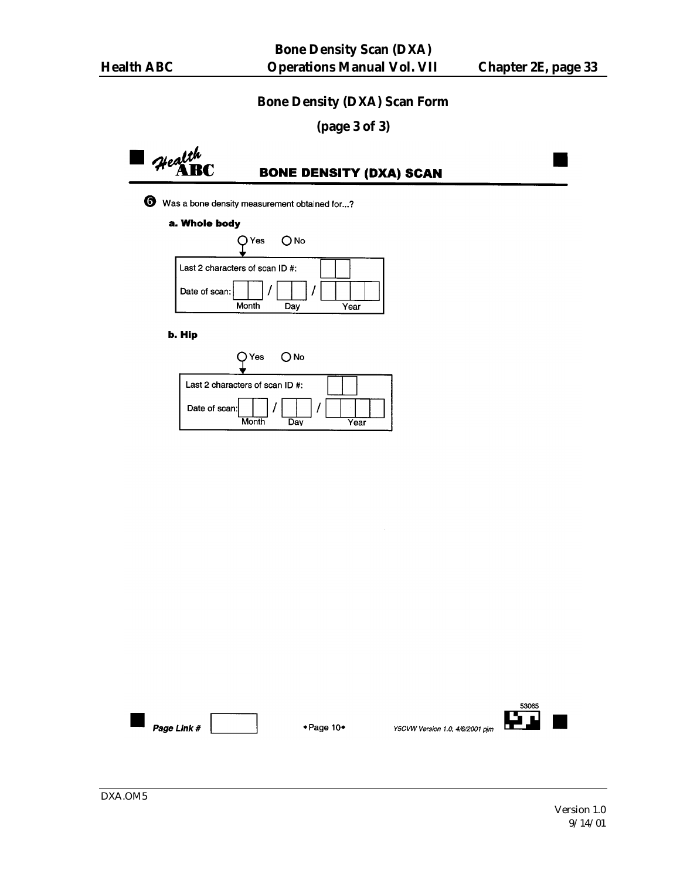## Bone Density (DXA) Scan Form

**(page 3 of 3)**

**Health ABC** **BONE DENSITY (DXA) SCAN**

**6** Was a bone density measurement obtained for...?

**a. Whole body**

○ Yes ○ No

Last 2 characters of scan ID #: [ ][ ]

Date of scan: [ ][ ] / [ ][ ] / [ ][ ][ ][ ]
Month / Day / Year

**b. Hip**

○ Yes ○ No

Last 2 characters of scan ID #: [ ][ ]

Date of scan: [ ][ ] / [ ][ ] / [ ][ ][ ][ ]
Month / Day / Year

*Page Link #* [ ] ◆Page 10◆ *Y5CVW Version 1.0, 4/6/2001 pjm* 53065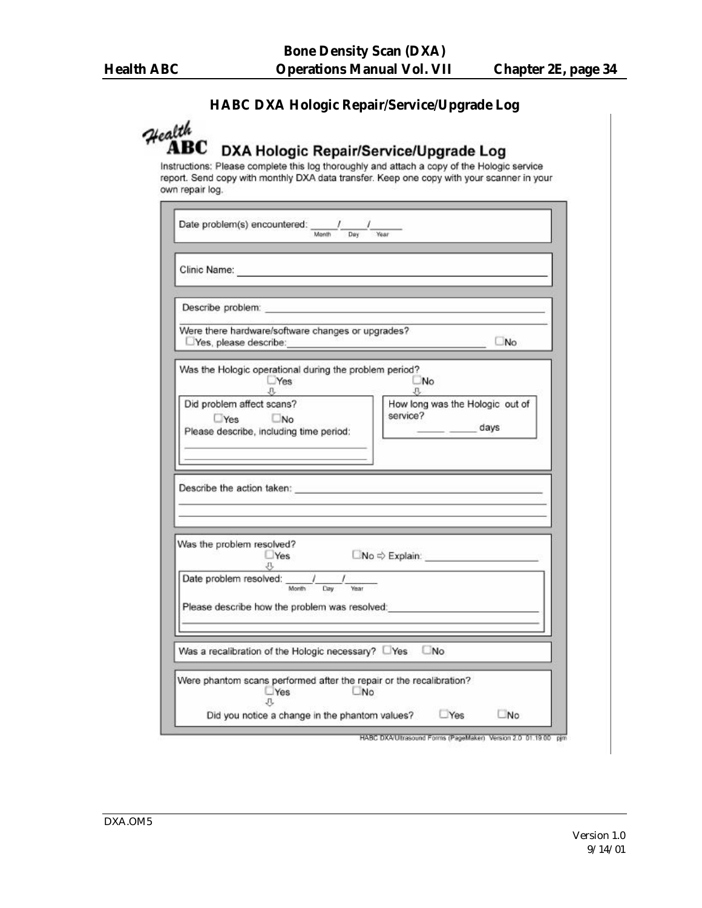## HABC DXA Hologic Repair/Service/Upgrade Log

**Health ABC**

# DXA Hologic Repair/Service/Upgrade Log

Instructions: Please complete this log thoroughly and attach a copy of the Hologic service report. Send copy with monthly DXA data transfer. Keep one copy with your scanner in your own repair log.

Date problem(s) encountered: _____/_____/______
(Month / Day / Year)

Clinic Name: ______________________________________________

Describe problem: __________________________________________

___________________________________________________________

Were there hardware/software changes or upgrades?
☐ Yes, please describe: ______________________________ ☐ No

Was the Hologic operational during the problem period?
☐ Yes ⇩ ☐ No ⇩

- (If Yes) Did problem affect scans? ☐ Yes ☐ No
  Please describe, including time period:
  ______________________________
  ______________________________
- (If No) How long was the Hologic out of service? _____ _____ days

Describe the action taken: ___________________________________

___________________________________________________________

___________________________________________________________

Was the problem resolved?
☐ Yes ⇩ ☐ No ⇨ Explain: ____________________

Date problem resolved: _____/_____/______
(Month / Day / Year)

Please describe how the problem was resolved: _________________________

___________________________________________________________

Was a recalibration of the Hologic necessary? ☐ Yes ☐ No

Were phantom scans performed after the repair or the recalibration?
☐ Yes ⇩ ☐ No

Did you notice a change in the phantom values? ☐ Yes ☐ No

HABC DXA/Ultrasound Forms (PageMaker) Version 2.0 01.19.00 pjm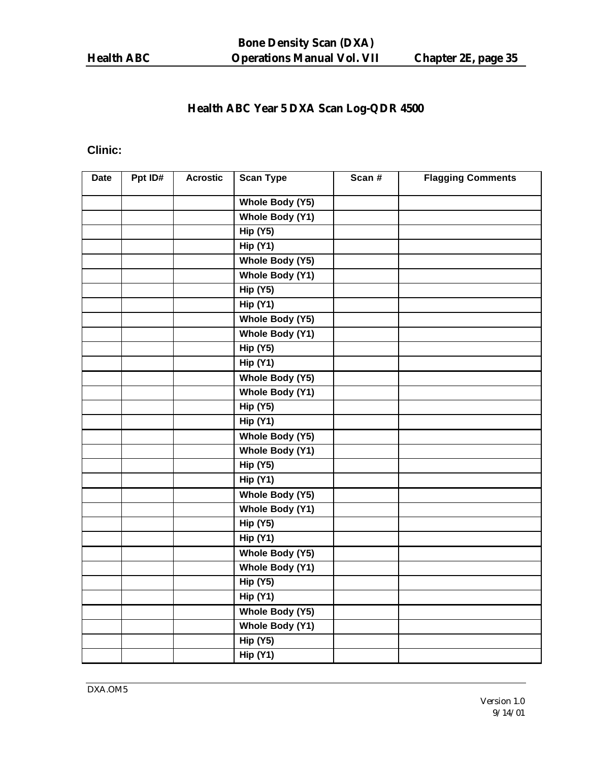## Health ABC Year 5 DXA Scan Log-QDR 4500

**Clinic:**

| Date | Ppt ID# | Acrostic | Scan Type | Scan # | Flagging Comments |
|---|---|---|---|---|---|
| | | | Whole Body (Y5) | | |
| | | | Whole Body (Y1) | | |
| | | | Hip (Y5) | | |
| | | | Hip (Y1) | | |
| | | | Whole Body (Y5) | | |
| | | | Whole Body (Y1) | | |
| | | | Hip (Y5) | | |
| | | | Hip (Y1) | | |
| | | | Whole Body (Y5) | | |
| | | | Whole Body (Y1) | | |
| | | | Hip (Y5) | | |
| | | | Hip (Y1) | | |
| | | | Whole Body (Y5) | | |
| | | | Whole Body (Y1) | | |
| | | | Hip (Y5) | | |
| | | | Hip (Y1) | | |
| | | | Whole Body (Y5) | | |
| | | | Whole Body (Y1) | | |
| | | | Hip (Y5) | | |
| | | | Hip (Y1) | | |
| | | | Whole Body (Y5) | | |
| | | | Whole Body (Y1) | | |
| | | | Hip (Y5) | | |
| | | | Hip (Y1) | | |
| | | | Whole Body (Y5) | | |
| | | | Whole Body (Y1) | | |
| | | | Hip (Y5) | | |
| | | | Hip (Y1) | | |
| | | | Whole Body (Y5) | | |
| | | | Whole Body (Y1) | | |
| | | | Hip (Y5) | | |
| | | | Hip (Y1) | | |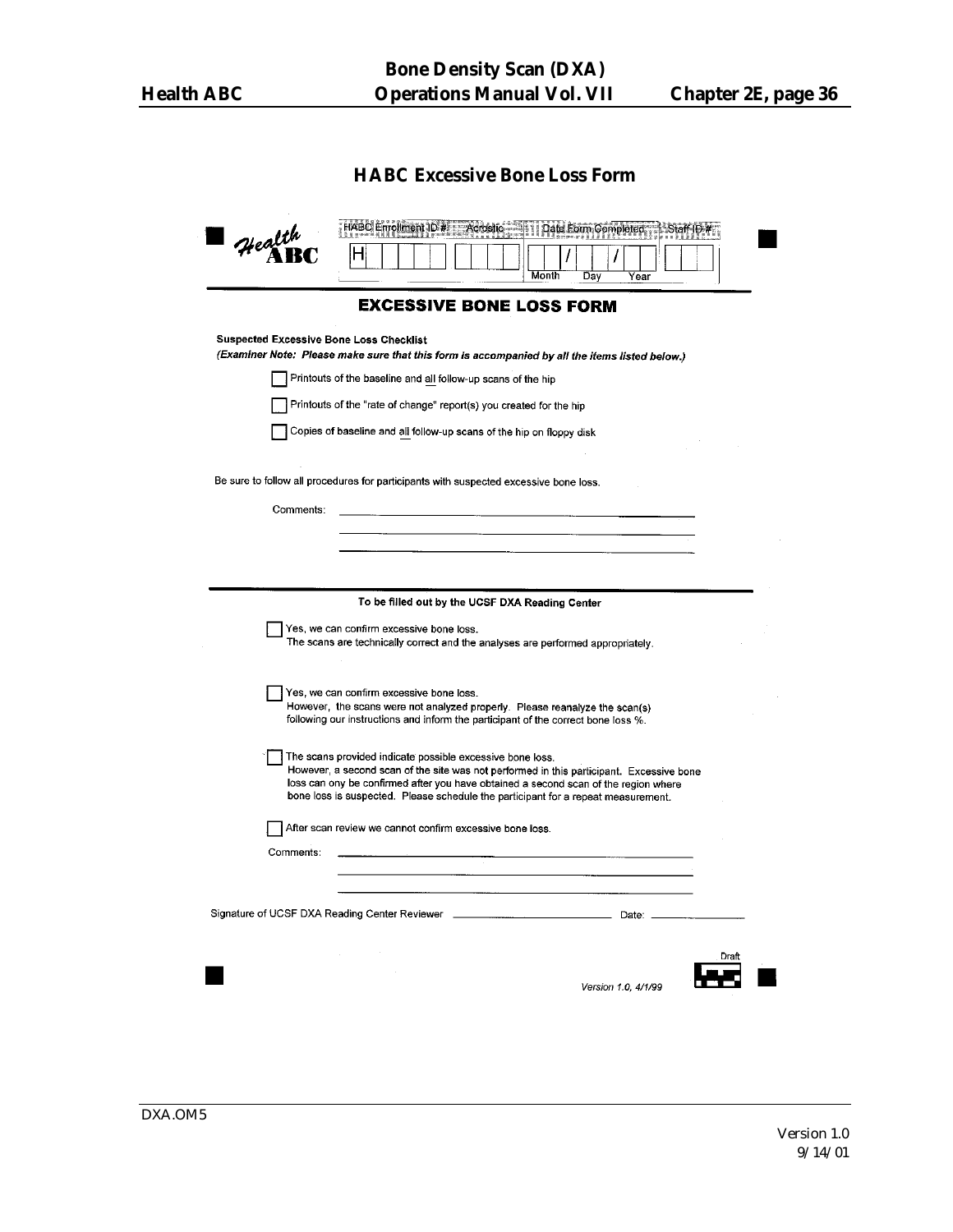## HABC Excessive Bone Loss Form

Health ABC

HABC Enrollment ID # | Acrostic | Date Form Completed | Staff ID #

H | | | | |  |  | | | / | | / | | | |

Month Day Year

# EXCESSIVE BONE LOSS FORM

**Suspected Excessive Bone Loss Checklist**

***(Examiner Note: Please make sure that this form is accompanied by all the items listed below.)***

- ☐ Printouts of the baseline and all follow-up scans of the hip
- ☐ Printouts of the "rate of change" report(s) you created for the hip
- ☐ Copies of baseline and all follow-up scans of the hip on floppy disk

Be sure to follow all procedures for participants with suspected excessive bone loss.

Comments: ____________________________________________

____________________________________________

____________________________________________

**To be filled out by the UCSF DXA Reading Center**

☐ Yes, we can confirm excessive bone loss.
The scans are technically correct and the analyses are performed appropriately.

☐ Yes, we can confirm excessive bone loss.
However, the scans were not analyzed properly. Please reanalyze the scan(s) following our instructions and inform the participant of the correct bone loss %.

☐ The scans provided indicate possible excessive bone loss.
However, a second scan of the site was not performed in this participant. Excessive bone loss can ony be confirmed after you have obtained a second scan of the region where bone loss is suspected. Please schedule the participant for a repeat measurement.

☐ After scan review we cannot confirm excessive bone loss.

Comments: ____________________________________________

____________________________________________

____________________________________________

Signature of UCSF DXA Reading Center Reviewer ____________________ Date: ____________

Draft

*Version 1.0, 4/1/99*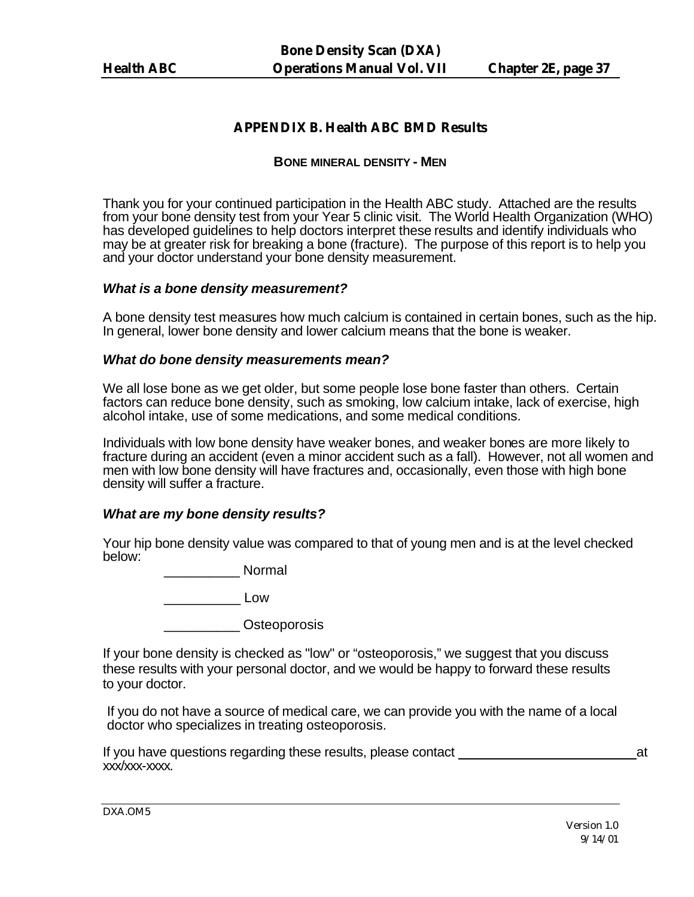## APPENDIX B. Health ABC BMD Results

### BONE MINERAL DENSITY - MEN

Thank you for your continued participation in the Health ABC study. Attached are the results from your bone density test from your Year 5 clinic visit. The World Health Organization (WHO) has developed guidelines to help doctors interpret these results and identify individuals who may be at greater risk for breaking a bone (fracture). The purpose of this report is to help you and your doctor understand your bone density measurement.

***What is a bone density measurement?***

A bone density test measures how much calcium is contained in certain bones, such as the hip. In general, lower bone density and lower calcium means that the bone is weaker.

***What do bone density measurements mean?***

We all lose bone as we get older, but some people lose bone faster than others. Certain factors can reduce bone density, such as smoking, low calcium intake, lack of exercise, high alcohol intake, use of some medications, and some medical conditions.

Individuals with low bone density have weaker bones, and weaker bones are more likely to fracture during an accident (even a minor accident such as a fall). However, not all women and men with low bone density will have fractures and, occasionally, even those with high bone density will suffer a fracture.

***What are my bone density results?***

Your hip bone density value was compared to that of young men and is at the level checked below:

__________ Normal

__________ Low

__________ Osteoporosis

If your bone density is checked as "low" or "osteoporosis," we suggest that you discuss these results with your personal doctor, and we would be happy to forward these results to your doctor.

If you do not have a source of medical care, we can provide you with the name of a local doctor who specializes in treating osteoporosis.

If you have questions regarding these results, please contact __________________________ at xxx/xxx-xxxx.

DXA.OM5

Version 1.0
9/14/01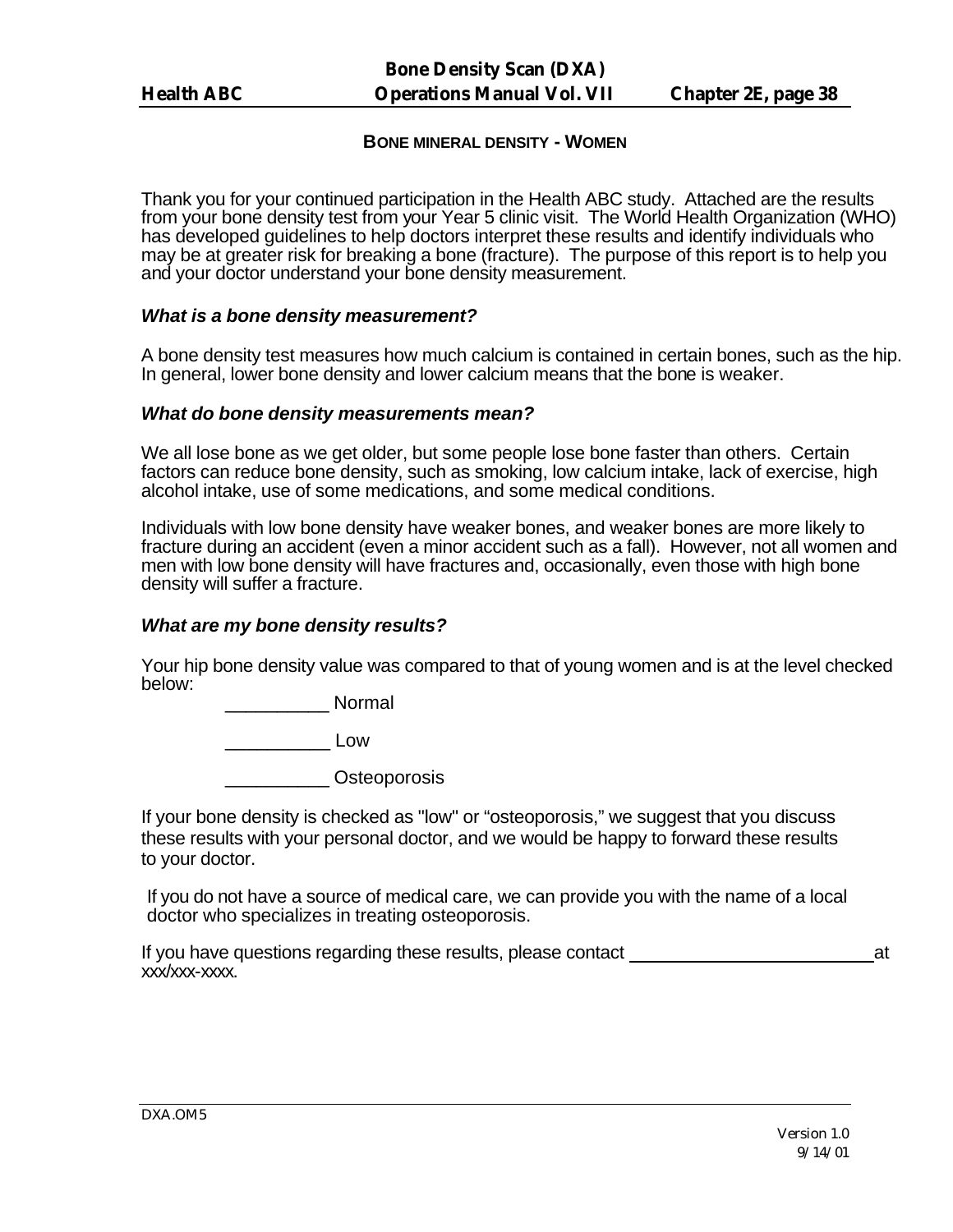## BONE MINERAL DENSITY - WOMEN

Thank you for your continued participation in the Health ABC study. Attached are the results from your bone density test from your Year 5 clinic visit. The World Health Organization (WHO) has developed guidelines to help doctors interpret these results and identify individuals who may be at greater risk for breaking a bone (fracture). The purpose of this report is to help you and your doctor understand your bone density measurement.

### *What is a bone density measurement?*

A bone density test measures how much calcium is contained in certain bones, such as the hip. In general, lower bone density and lower calcium means that the bone is weaker.

### *What do bone density measurements mean?*

We all lose bone as we get older, but some people lose bone faster than others. Certain factors can reduce bone density, such as smoking, low calcium intake, lack of exercise, high alcohol intake, use of some medications, and some medical conditions.

Individuals with low bone density have weaker bones, and weaker bones are more likely to fracture during an accident (even a minor accident such as a fall). However, not all women and men with low bone density will have fractures and, occasionally, even those with high bone density will suffer a fracture.

### *What are my bone density results?*

Your hip bone density value was compared to that of young women and is at the level checked below:

__________ Normal

__________ Low

__________ Osteoporosis

If your bone density is checked as "low" or "osteoporosis," we suggest that you discuss these results with your personal doctor, and we would be happy to forward these results to your doctor.

If you do not have a source of medical care, we can provide you with the name of a local doctor who specializes in treating osteoporosis.

If you have questions regarding these results, please contact __________________________ at xxx/xxx-xxxx.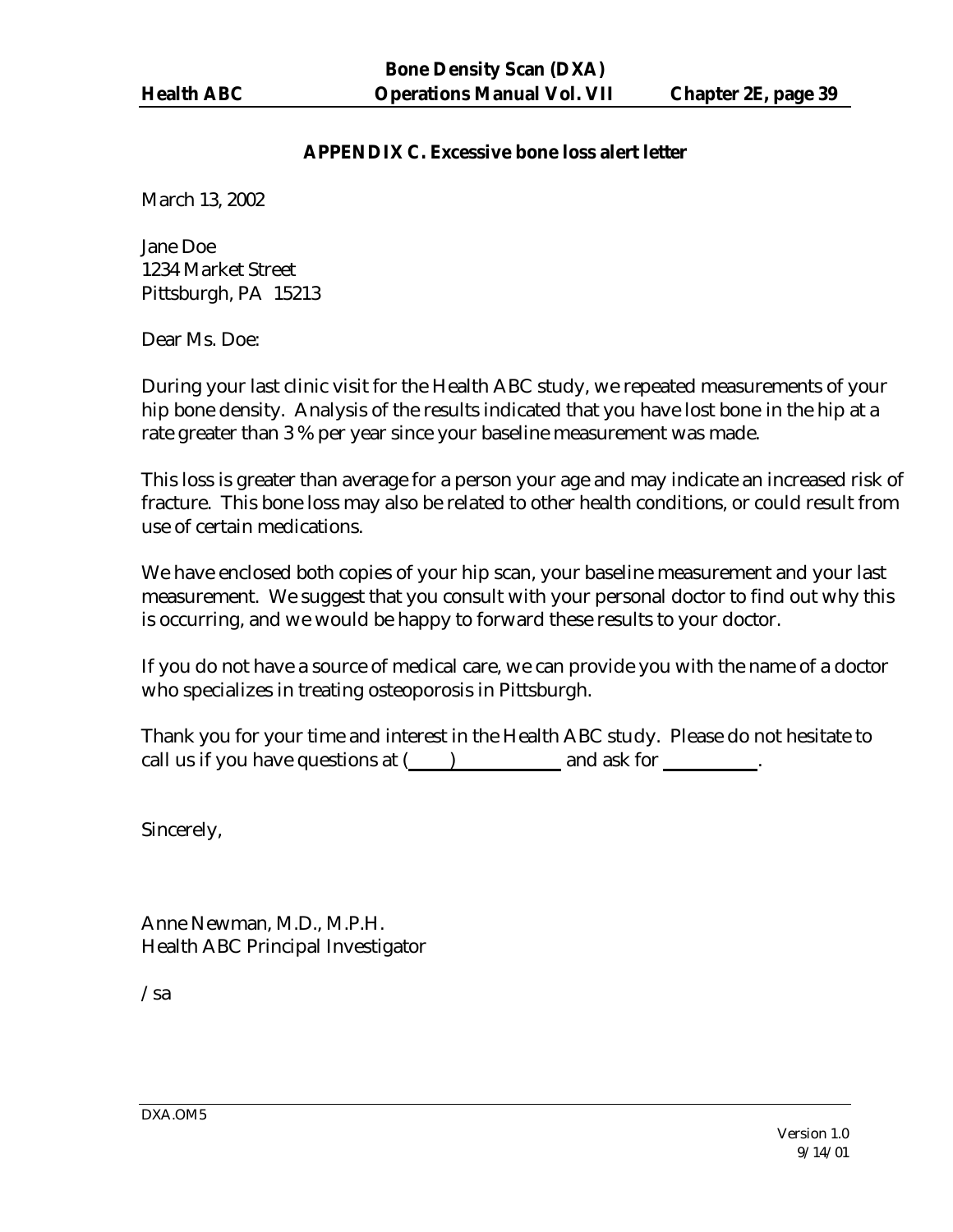## APPENDIX C. Excessive bone loss alert letter

March 13, 2002

Jane Doe
1234 Market Street
Pittsburgh, PA 15213

Dear Ms. Doe:

During your last clinic visit for the Health ABC study, we repeated measurements of your hip bone density. Analysis of the results indicated that you have lost bone in the hip at a rate greater than 3 % per year since your baseline measurement was made.

This loss is greater than average for a person your age and may indicate an increased risk of fracture. This bone loss may also be related to other health conditions, or could result from use of certain medications.

We have enclosed both copies of your hip scan, your baseline measurement and your last measurement. We suggest that you consult with your personal doctor to find out why this is occurring, and we would be happy to forward these results to your doctor.

If you do not have a source of medical care, we can provide you with the name of a doctor who specializes in treating osteoporosis in Pittsburgh.

Thank you for your time and interest in the Health ABC study. Please do not hesitate to call us if you have questions at (\_\_\_\_) \_\_\_\_\_\_\_\_\_\_\_ and ask for \_\_\_\_\_\_\_\_\_\_.

Sincerely,

Anne Newman, M.D., M.P.H.
Health ABC Principal Investigator

/sa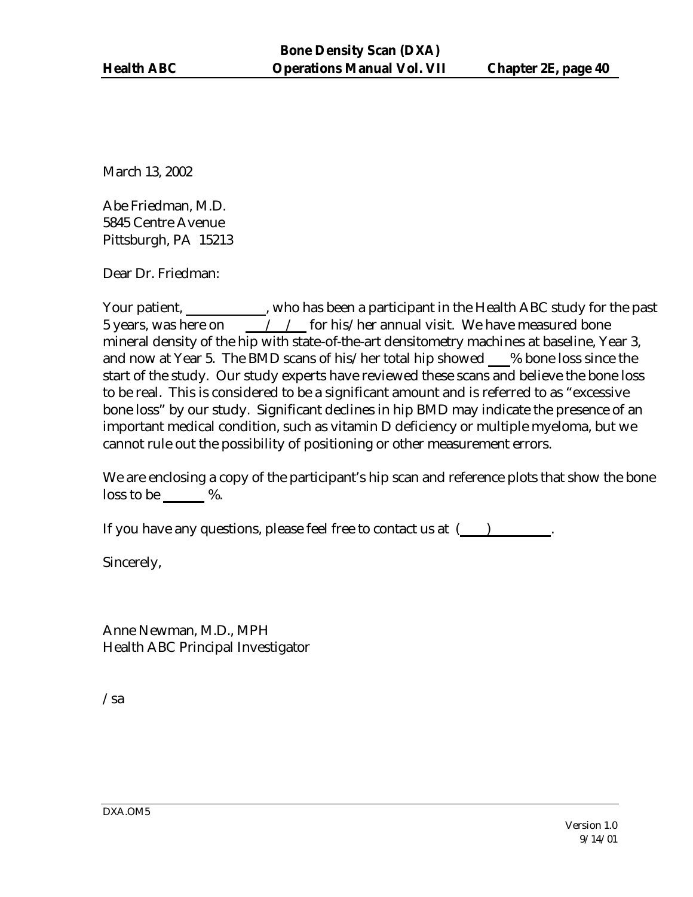March 13, 2002

Abe Friedman, M.D.
5845 Centre Avenue
Pittsburgh, PA 15213

Dear Dr. Friedman:

Your patient, ____________, who has been a participant in the Health ABC study for the past 5 years, was here on ___/___/___ for his/her annual visit. We have measured bone mineral density of the hip with state-of-the-art densitometry machines at baseline, Year 3, and now at Year 5. The BMD scans of his/her total hip showed ___% bone loss since the start of the study. Our study experts have reviewed these scans and believe the bone loss to be real. This is considered to be a significant amount and is referred to as "excessive bone loss" by our study. Significant declines in hip BMD may indicate the presence of an important medical condition, such as vitamin D deficiency or multiple myeloma, but we cannot rule out the possibility of positioning or other measurement errors.

We are enclosing a copy of the participant's hip scan and reference plots that show the bone loss to be ______ %.

If you have any questions, please feel free to contact us at (____)__________.

Sincerely,

Anne Newman, M.D., MPH
Health ABC Principal Investigator

/sa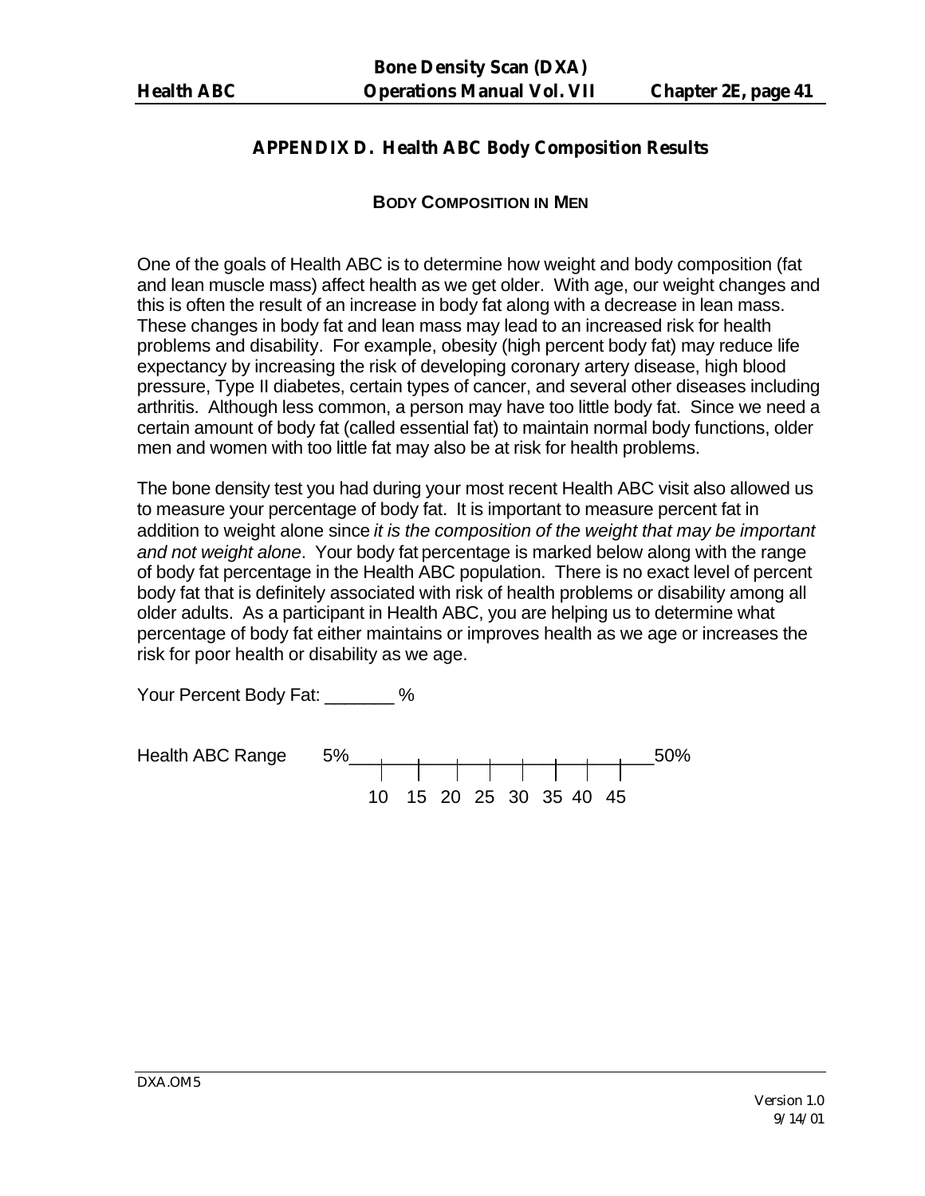## APPENDIX D. Health ABC Body Composition Results

### BODY COMPOSITION IN MEN

One of the goals of Health ABC is to determine how weight and body composition (fat and lean muscle mass) affect health as we get older. With age, our weight changes and this is often the result of an increase in body fat along with a decrease in lean mass. These changes in body fat and lean mass may lead to an increased risk for health problems and disability. For example, obesity (high percent body fat) may reduce life expectancy by increasing the risk of developing coronary artery disease, high blood pressure, Type II diabetes, certain types of cancer, and several other diseases including arthritis. Although less common, a person may have too little body fat. Since we need a certain amount of body fat (called essential fat) to maintain normal body functions, older men and women with too little fat may also be at risk for health problems.

The bone density test you had during your most recent Health ABC visit also allowed us to measure your percentage of body fat. It is important to measure percent fat in addition to weight alone since *it is the composition of the weight that may be important and not weight alone*. Your body fat percentage is marked below along with the range of body fat percentage in the Health ABC population. There is no exact level of percent body fat that is definitely associated with risk of health problems or disability among all older adults. As a participant in Health ABC, you are helping us to determine what percentage of body fat either maintains or improves health as we age or increases the risk for poor health or disability as we age.

Your Percent Body Fat: _______ %

Health ABC Range 5% ——|——|——|——|——|——|——|——|—— 50%

10 15 20 25 30 35 40 45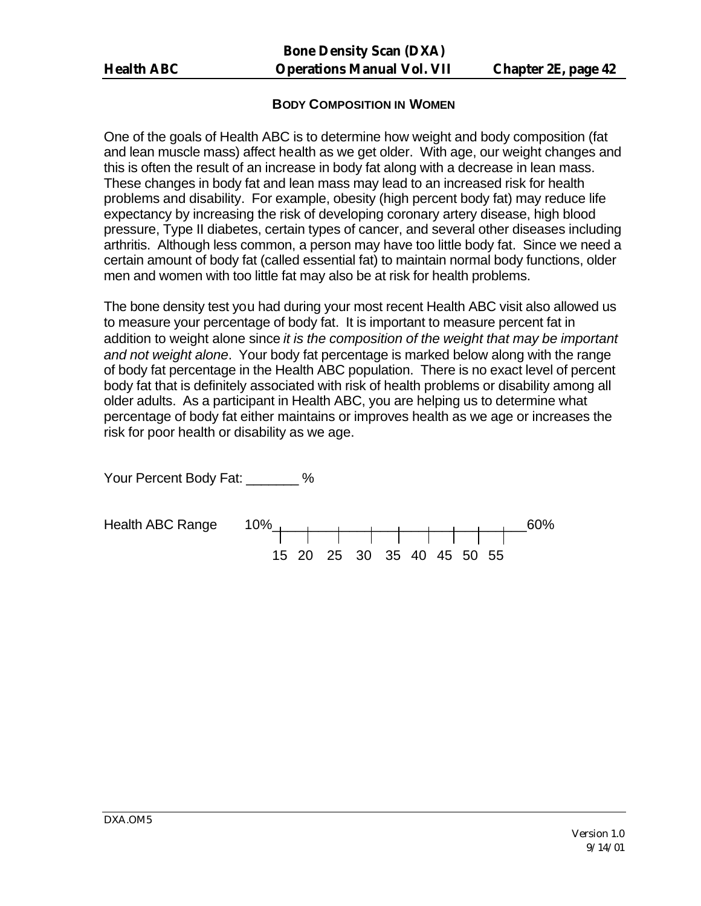## BODY COMPOSITION IN WOMEN

One of the goals of Health ABC is to determine how weight and body composition (fat and lean muscle mass) affect health as we get older. With age, our weight changes and this is often the result of an increase in body fat along with a decrease in lean mass. These changes in body fat and lean mass may lead to an increased risk for health problems and disability. For example, obesity (high percent body fat) may reduce life expectancy by increasing the risk of developing coronary artery disease, high blood pressure, Type II diabetes, certain types of cancer, and several other diseases including arthritis. Although less common, a person may have too little body fat. Since we need a certain amount of body fat (called essential fat) to maintain normal body functions, older men and women with too little fat may also be at risk for health problems.

The bone density test you had during your most recent Health ABC visit also allowed us to measure your percentage of body fat. It is important to measure percent fat in addition to weight alone since *it is the composition of the weight that may be important and not weight alone*. Your body fat percentage is marked below along with the range of body fat percentage in the Health ABC population. There is no exact level of percent body fat that is definitely associated with risk of health problems or disability among all older adults. As a participant in Health ABC, you are helping us to determine what percentage of body fat either maintains or improves health as we age or increases the risk for poor health or disability as we age.

Your Percent Body Fat: _______ %

Health ABC Range 10% ___|___|___|___|___|___|___|___|___|___ 60%

15 20 25 30 35 40 45 50 55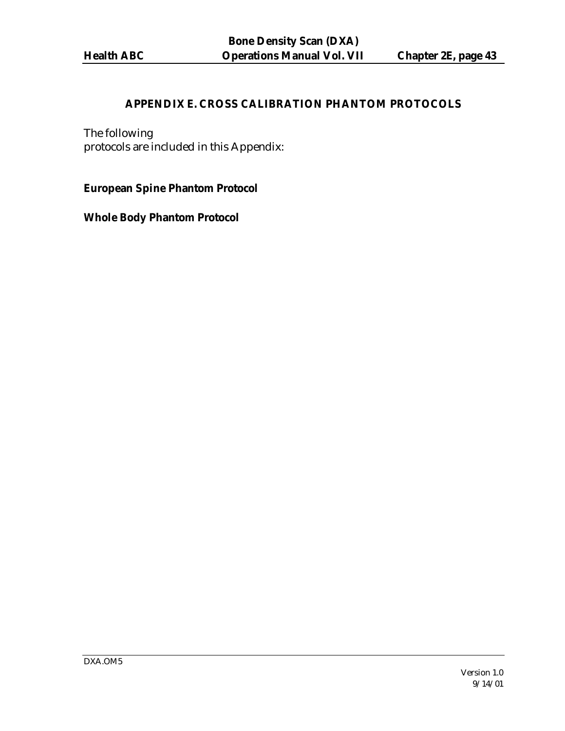## APPENDIX E. CROSS CALIBRATION PHANTOM PROTOCOLS

The following
protocols are included in this Appendix:

**European Spine Phantom Protocol**

**Whole Body Phantom Protocol**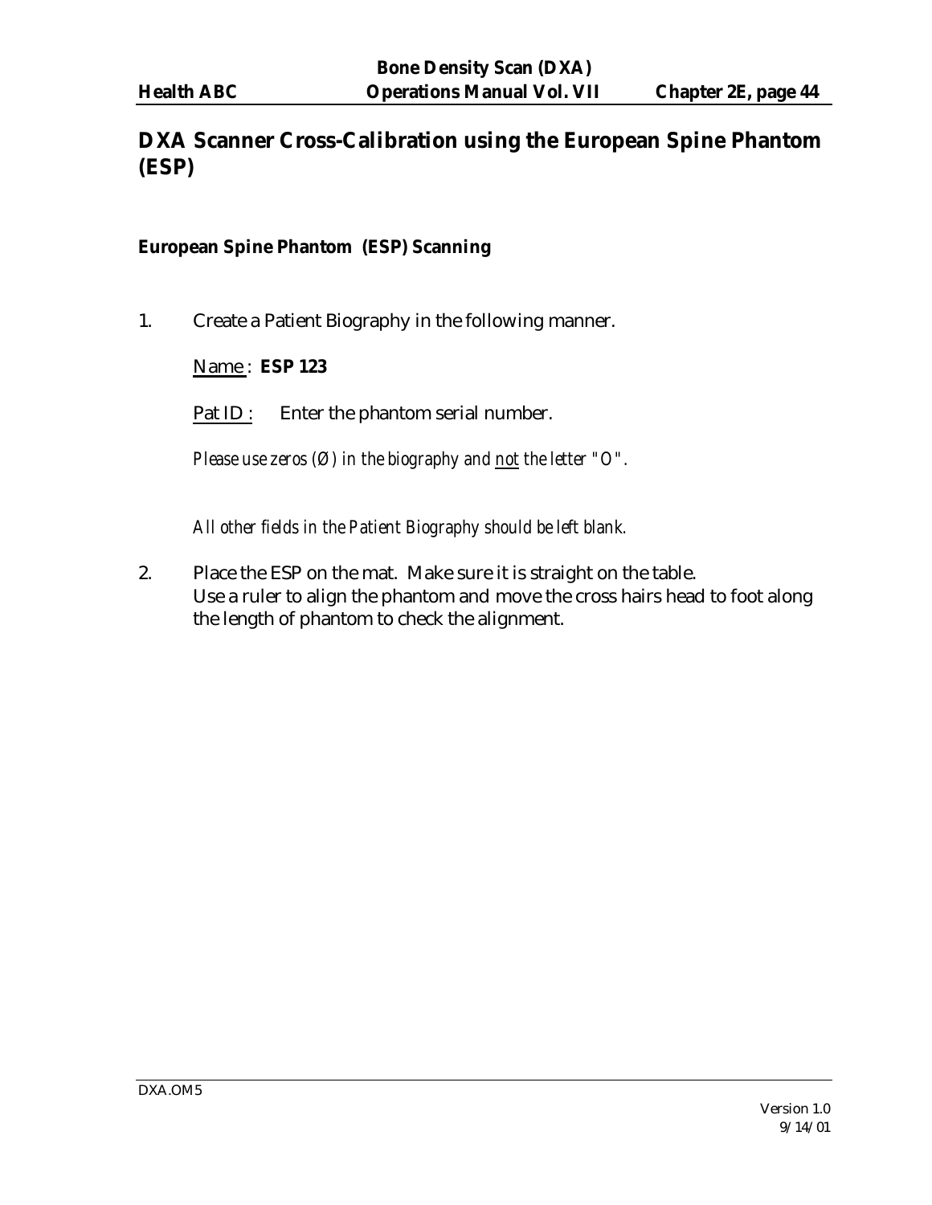# DXA Scanner Cross-Calibration using the European Spine Phantom (ESP)

### European Spine Phantom (ESP) Scanning

1. Create a Patient Biography in the following manner.

   Name : **ESP 123**

   Pat ID : Enter the phantom serial number.

   *Please use zeros (Ø) in the biography and not the letter "O".*

   *All other fields in the Patient Biography should be left blank.*

2. Place the ESP on the mat. Make sure it is straight on the table. Use a ruler to align the phantom and move the cross hairs head to foot along the length of phantom to check the alignment.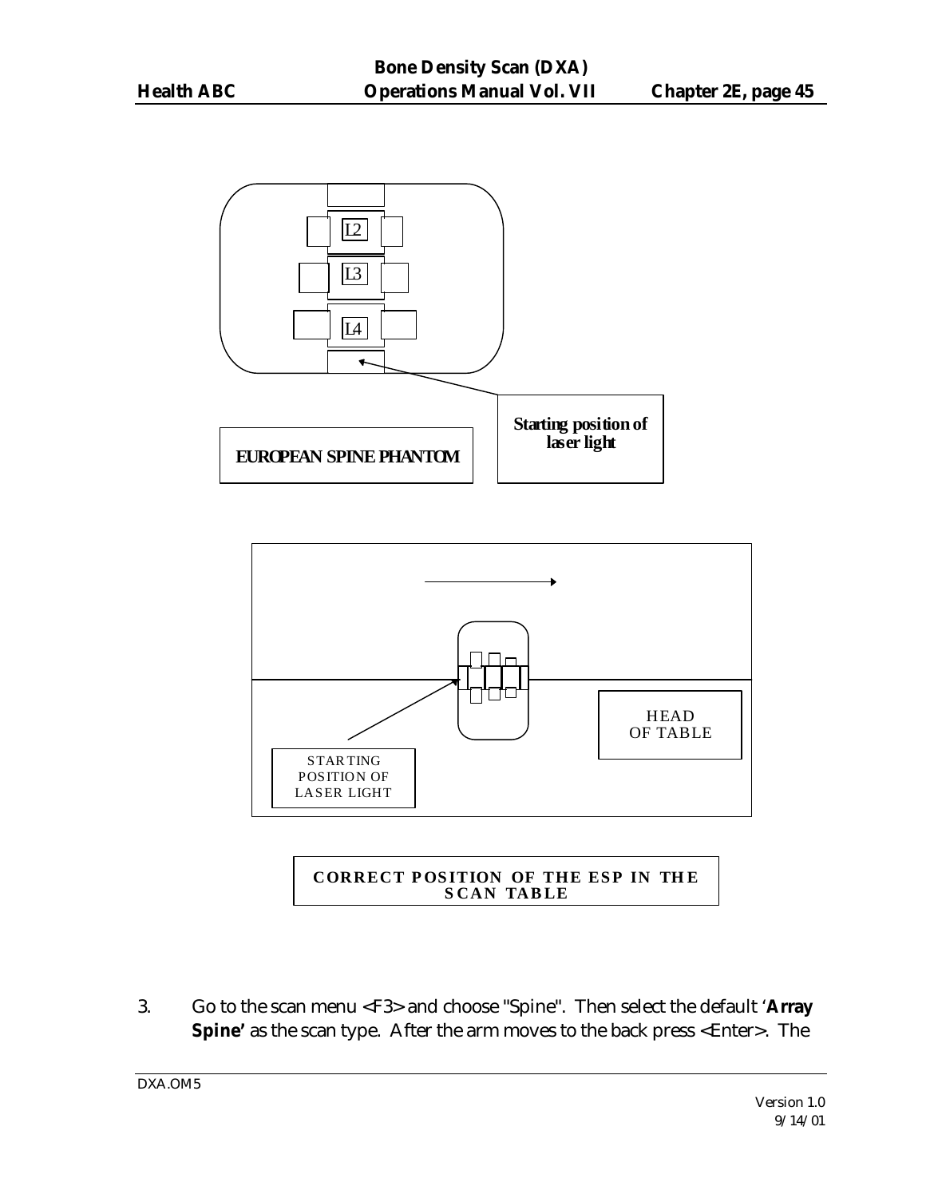L2

L3

L4

Starting position of laser light

EUROPEAN SPINE PHANTOM

HEAD OF TABLE

STARTING POSITION OF LASER LIGHT

**CORRECT POSITION OF THE ESP IN THE SCAN TABLE**

3. Go to the scan menu <F3> and choose "Spine". Then select the default '**Array Spine'** as the scan type. After the arm moves to the back press <Enter>. The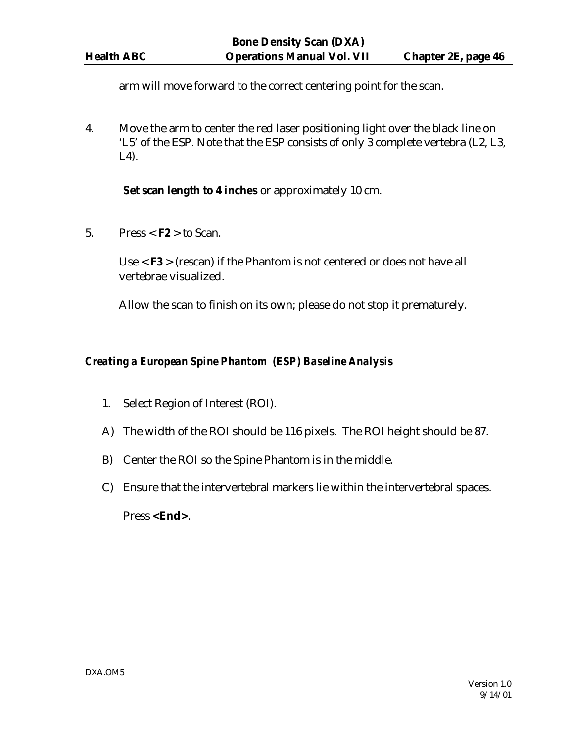arm will move forward to the correct centering point for the scan.

4. Move the arm to center the red laser positioning light over the black line on 'L5' of the ESP. Note that the ESP consists of only 3 complete vertebra (L2, L3, L4).

   **Set scan length to 4 inches** or approximately 10 cm.

5. Press < **F2** > to Scan.

   Use < **F3** > (rescan) if the Phantom is not centered or does not have all vertebrae visualized.

   Allow the scan to finish on its own; please do not stop it prematurely.

### *Creating a European Spine Phantom (ESP) Baseline Analysis*

1. Select Region of Interest (ROI).

A) The width of the ROI should be 116 pixels. The ROI height should be 87.

B) Center the ROI so the Spine Phantom is in the middle.

C) Ensure that the intervertebral markers lie within the intervertebral spaces.

   Press **<End>**.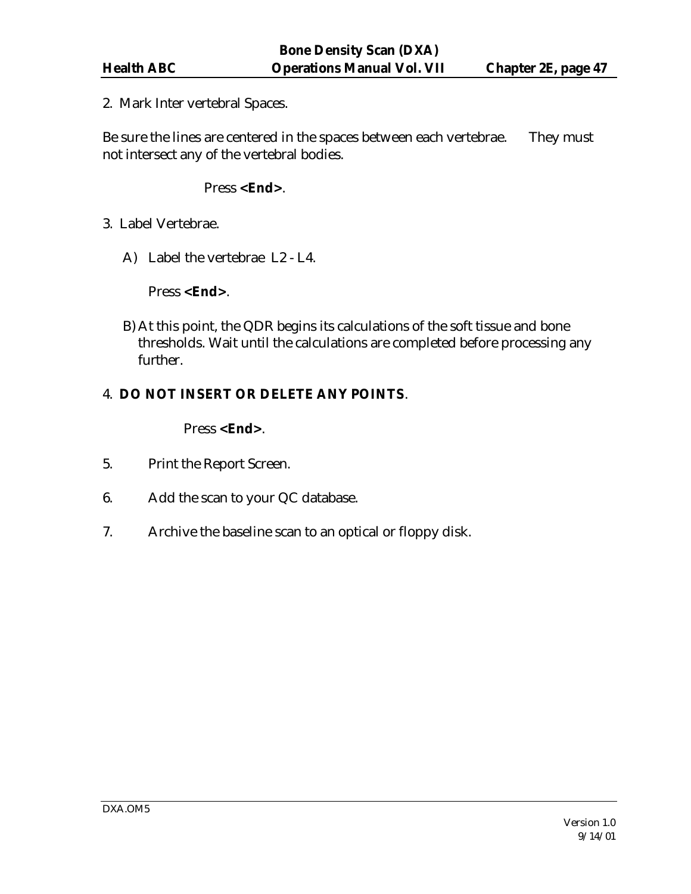2. Mark Inter vertebral Spaces.

Be sure the lines are centered in the spaces between each vertebrae. They must not intersect any of the vertebral bodies.

Press **<End>**.

3. Label Vertebrae.

   A) Label the vertebrae L2 - L4.

      Press **<End>**.

   B) At this point, the QDR begins its calculations of the soft tissue and bone thresholds. Wait until the calculations are completed before processing any further.

4. **DO NOT INSERT OR DELETE ANY POINTS**.

   Press **<End>**.

5. Print the Report Screen.

6. Add the scan to your QC database.

7. Archive the baseline scan to an optical or floppy disk.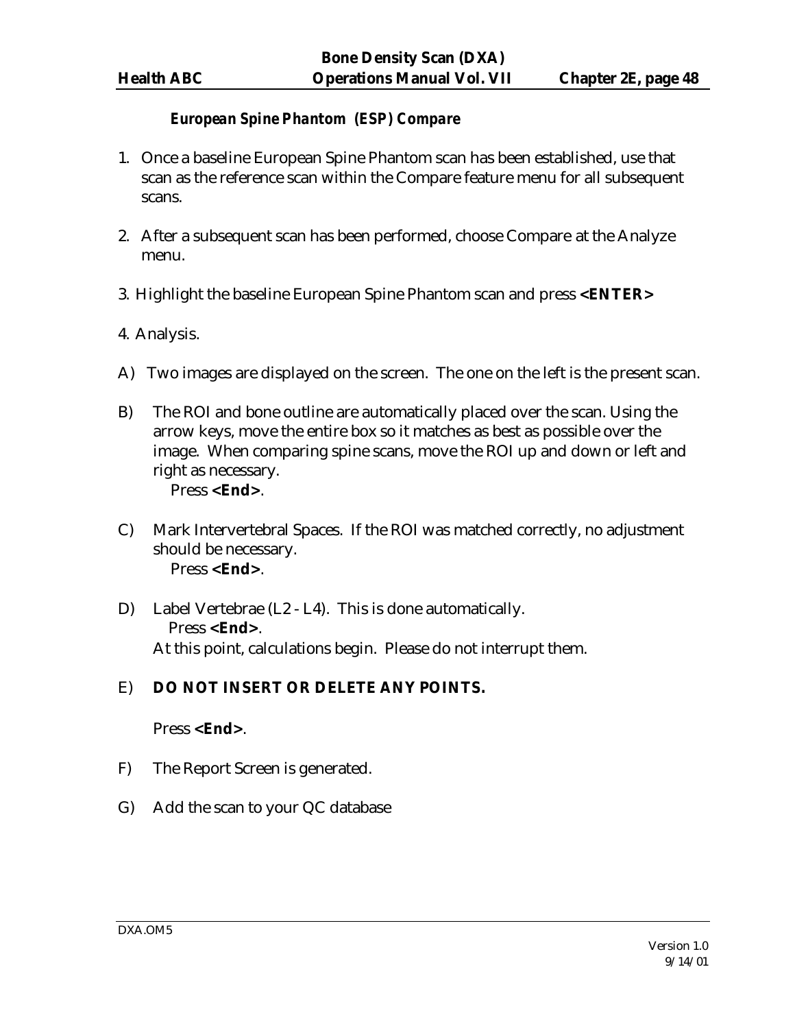***European Spine Phantom (ESP) Compare***

1. Once a baseline European Spine Phantom scan has been established, use that scan as the reference scan within the Compare feature menu for all subsequent scans.

2. After a subsequent scan has been performed, choose Compare at the Analyze menu.

3. Highlight the baseline European Spine Phantom scan and press **<ENTER>**

4. Analysis.

A) Two images are displayed on the screen. The one on the left is the present scan.

B) The ROI and bone outline are automatically placed over the scan. Using the arrow keys, move the entire box so it matches as best as possible over the image. When comparing spine scans, move the ROI up and down or left and right as necessary.
Press **<End>**.

C) Mark Intervertebral Spaces. If the ROI was matched correctly, no adjustment should be necessary.
Press **<End>**.

D) Label Vertebrae (L2 - L4). This is done automatically.
Press **<End>**.
At this point, calculations begin. Please do not interrupt them.

E) **DO NOT INSERT OR DELETE ANY POINTS.**

Press **<End>**.

F) The Report Screen is generated.

G) Add the scan to your QC database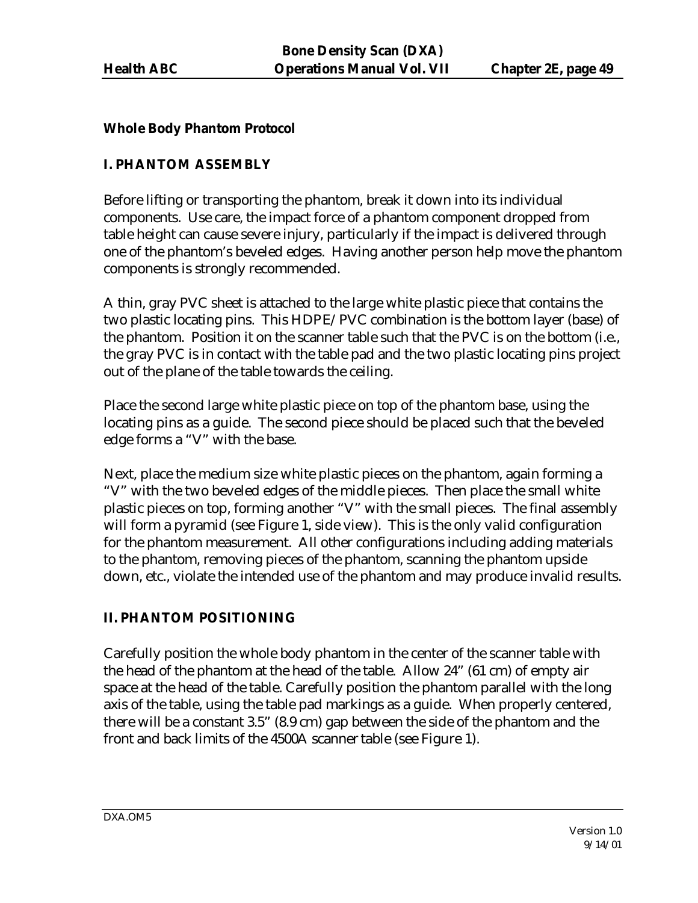**Whole Body Phantom Protocol**

## I. PHANTOM ASSEMBLY

Before lifting or transporting the phantom, break it down into its individual components. Use care, the impact force of a phantom component dropped from table height can cause severe injury, particularly if the impact is delivered through one of the phantom's beveled edges. Having another person help move the phantom components is strongly recommended.

A thin, gray PVC sheet is attached to the large white plastic piece that contains the two plastic locating pins. This HDPE/PVC combination is the bottom layer (base) of the phantom. Position it on the scanner table such that the PVC is on the bottom (i.e., the gray PVC is in contact with the table pad and the two plastic locating pins project out of the plane of the table towards the ceiling.

Place the second large white plastic piece on top of the phantom base, using the locating pins as a guide. The second piece should be placed such that the beveled edge forms a "V" with the base.

Next, place the medium size white plastic pieces on the phantom, again forming a "V" with the two beveled edges of the middle pieces. Then place the small white plastic pieces on top, forming another "V" with the small pieces. The final assembly will form a pyramid (see Figure 1, side view). This is the only valid configuration for the phantom measurement. All other configurations including adding materials to the phantom, removing pieces of the phantom, scanning the phantom upside down, etc., violate the intended use of the phantom and may produce invalid results.

## II. PHANTOM POSITIONING

Carefully position the whole body phantom in the center of the scanner table with the head of the phantom at the head of the table. Allow 24" (61 cm) of empty air space at the head of the table. Carefully position the phantom parallel with the long axis of the table, using the table pad markings as a guide. When properly centered, there will be a constant 3.5" (8.9 cm) gap between the side of the phantom and the front and back limits of the 4500A scanner table (see Figure 1).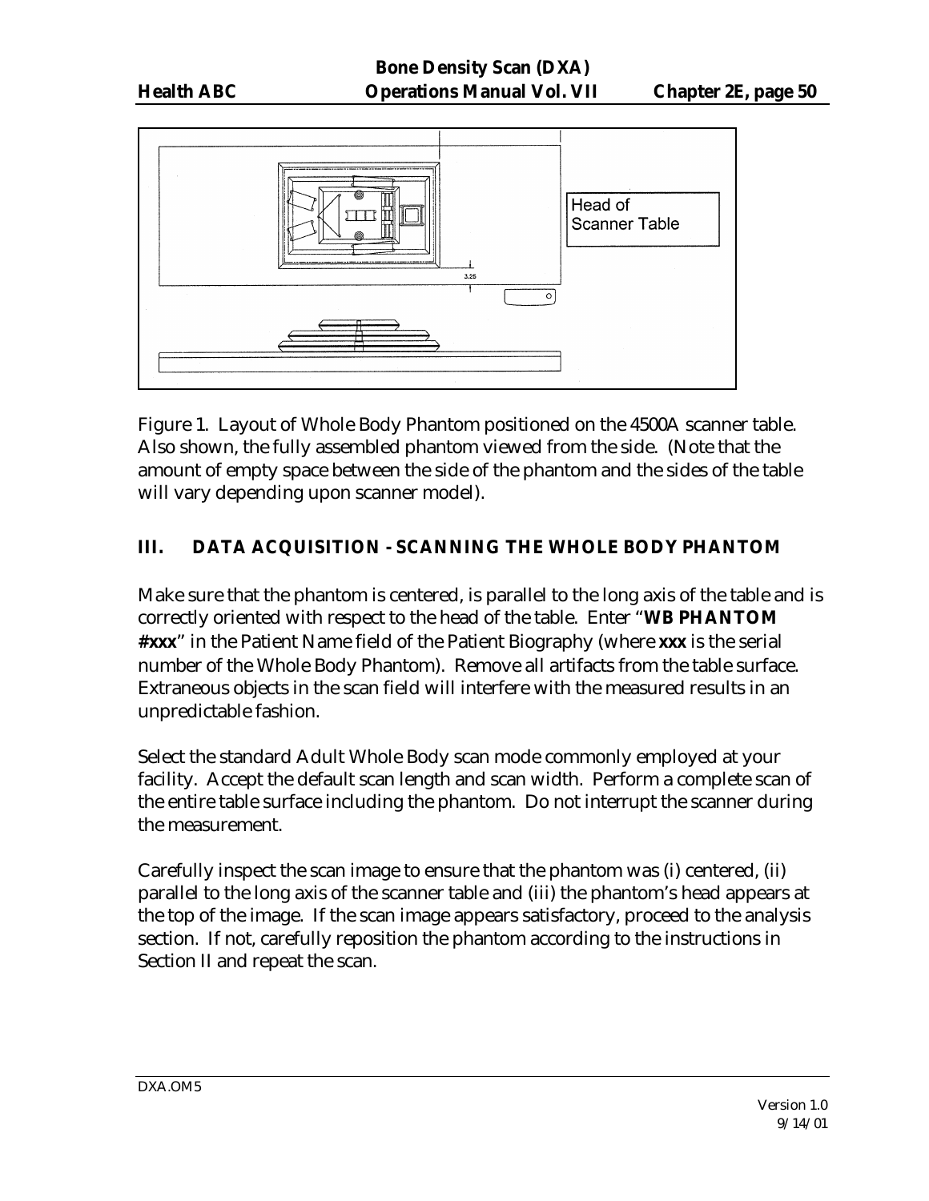Figure 1. Layout of Whole Body Phantom positioned on the 4500A scanner table. Also shown, the fully assembled phantom viewed from the side. (Note that the amount of empty space between the side of the phantom and the sides of the table will vary depending upon scanner model).

## III. DATA ACQUISITION - SCANNING THE WHOLE BODY PHANTOM

Make sure that the phantom is centered, is parallel to the long axis of the table and is correctly oriented with respect to the head of the table. Enter "**WB PHANTOM #xxx**" in the Patient Name field of the Patient Biography (where **xxx** is the serial number of the Whole Body Phantom). Remove all artifacts from the table surface. Extraneous objects in the scan field will interfere with the measured results in an unpredictable fashion.

Select the standard Adult Whole Body scan mode commonly employed at your facility. Accept the default scan length and scan width. Perform a complete scan of the entire table surface including the phantom. Do not interrupt the scanner during the measurement.

Carefully inspect the scan image to ensure that the phantom was (i) centered, (ii) parallel to the long axis of the scanner table and (iii) the phantom's head appears at the top of the image. If the scan image appears satisfactory, proceed to the analysis section. If not, carefully reposition the phantom according to the instructions in Section II and repeat the scan.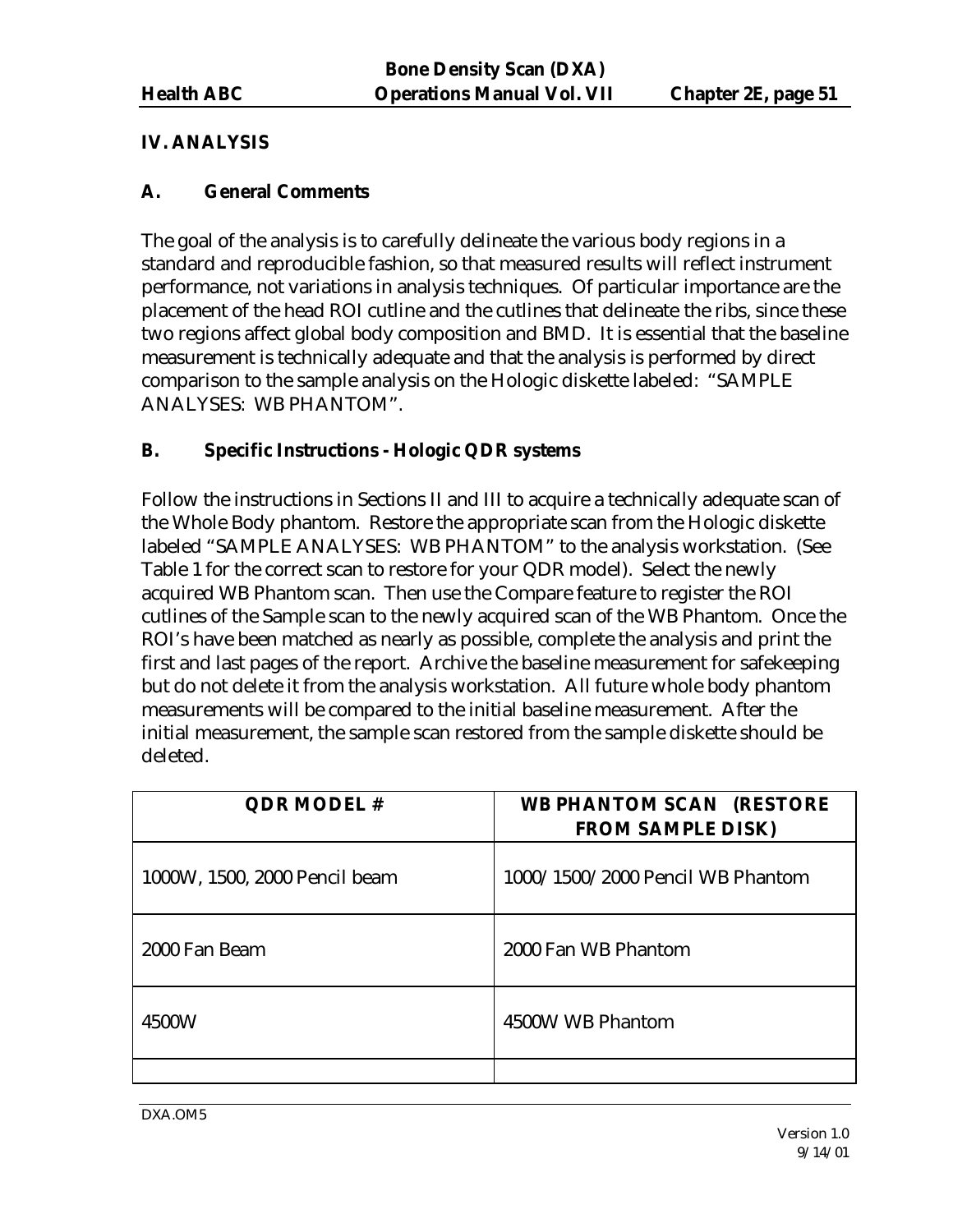## IV. ANALYSIS

### A. General Comments

The goal of the analysis is to carefully delineate the various body regions in a standard and reproducible fashion, so that measured results will reflect instrument performance, not variations in analysis techniques. Of particular importance are the placement of the head ROI cutline and the cutlines that delineate the ribs, since these two regions affect global body composition and BMD. It is essential that the baseline measurement is technically adequate and that the analysis is performed by direct comparison to the sample analysis on the Hologic diskette labeled: "SAMPLE ANALYSES: WB PHANTOM".

### B. Specific Instructions - Hologic QDR systems

Follow the instructions in Sections II and III to acquire a technically adequate scan of the Whole Body phantom. Restore the appropriate scan from the Hologic diskette labeled "SAMPLE ANALYSES: WB PHANTOM" to the analysis workstation. (See Table 1 for the correct scan to restore for your QDR model). Select the newly acquired WB Phantom scan. Then use the Compare feature to register the ROI cutlines of the Sample scan to the newly acquired scan of the WB Phantom. Once the ROI's have been matched as nearly as possible, complete the analysis and print the first and last pages of the report. Archive the baseline measurement for safekeeping but do not delete it from the analysis workstation. All future whole body phantom measurements will be compared to the initial baseline measurement. After the initial measurement, the sample scan restored from the sample diskette should be deleted.

| QDR MODEL # | WB PHANTOM SCAN (RESTORE FROM SAMPLE DISK) |
|---|---|
| 1000W, 1500, 2000 Pencil beam | 1000/1500/2000 Pencil WB Phantom |
| 2000 Fan Beam | 2000 Fan WB Phantom |
| 4500W | 4500W WB Phantom |
| | |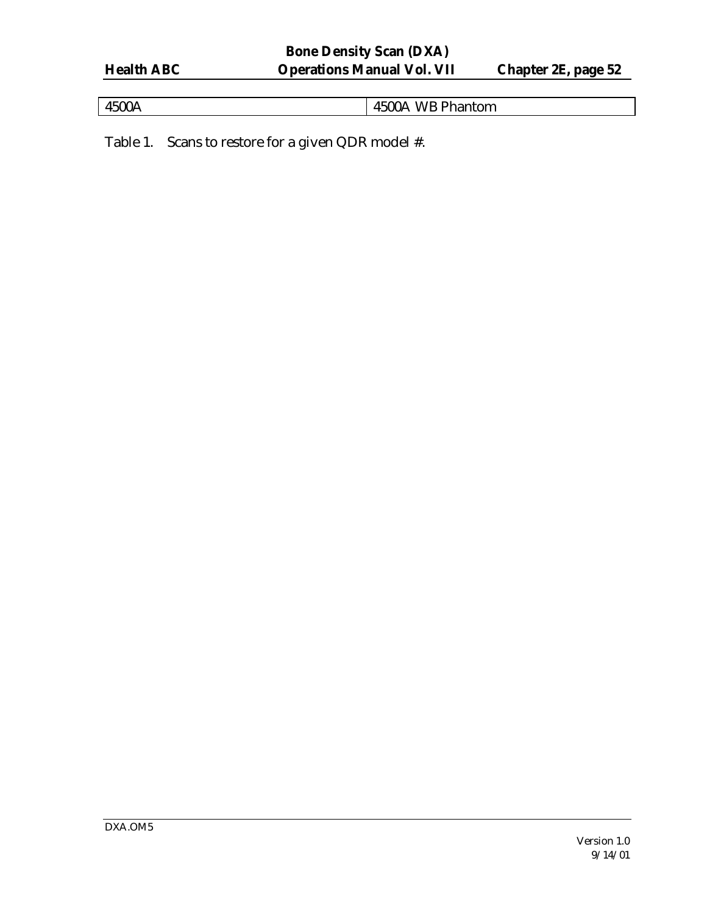| 4500A | 4500A WB Phantom |
|---|---|

Table 1. Scans to restore for a given QDR model #.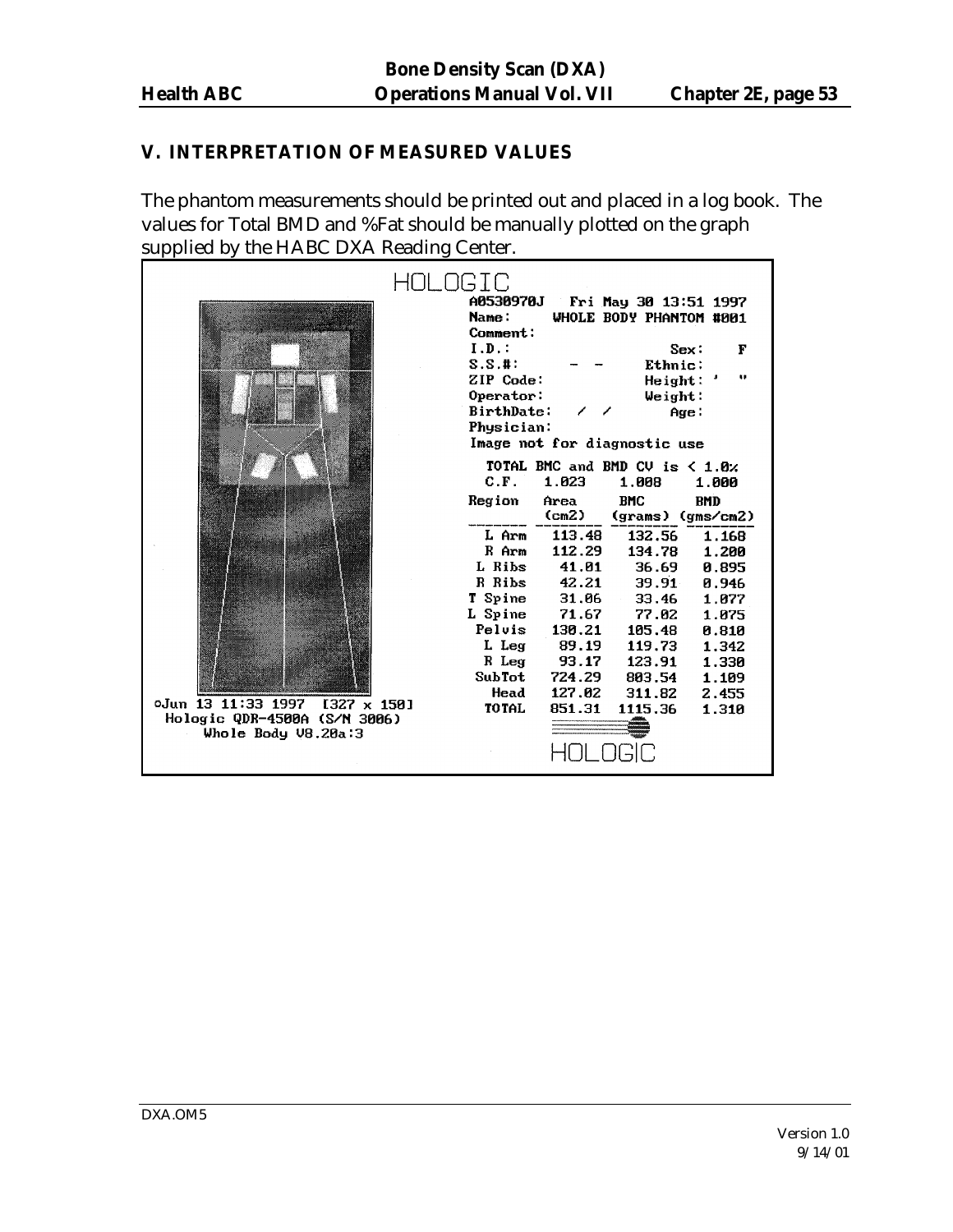## V. INTERPRETATION OF MEASURED VALUES

The phantom measurements should be printed out and placed in a log book. The values for Total BMD and %Fat should be manually plotted on the graph supplied by the HABC DXA Reading Center.

HOLOGIC

A0530970J Fri May 30 13:51 1997
Name: WHOLE BODY PHANTOM #001
Comment:
I.D.: Sex: F
S.S.#: - - Ethnic:
ZIP Code: Height: ' "
Operator: Weight:
BirthDate: / / Age:
Physician:
Image not for diagnostic use

TOTAL BMC and BMD CV is < 1.0%

| Region | Area (cm2) | BMC (grams) | BMD (gms/cm2) |
|---|---|---|---|
| C.F. | 1.023 | 1.008 | 1.000 |
| L Arm | 113.48 | 132.56 | 1.168 |
| R Arm | 112.29 | 134.78 | 1.200 |
| L Ribs | 41.01 | 36.69 | 0.895 |
| R Ribs | 42.21 | 39.91 | 0.946 |
| T Spine | 31.06 | 33.46 | 1.077 |
| L Spine | 71.67 | 77.02 | 1.075 |
| Pelvis | 130.21 | 105.48 | 0.810 |
| L Leg | 89.19 | 119.73 | 1.342 |
| R Leg | 93.17 | 123.91 | 1.330 |
| SubTot | 724.29 | 803.54 | 1.109 |
| Head | 127.02 | 311.82 | 2.455 |
| TOTAL | 851.31 | 1115.36 | 1.310 |

HOLOGIC

Jun 13 11:33 1997 [327 x 150]
Hologic QDR-4500A (S/N 3006)
Whole Body V8.20a:3